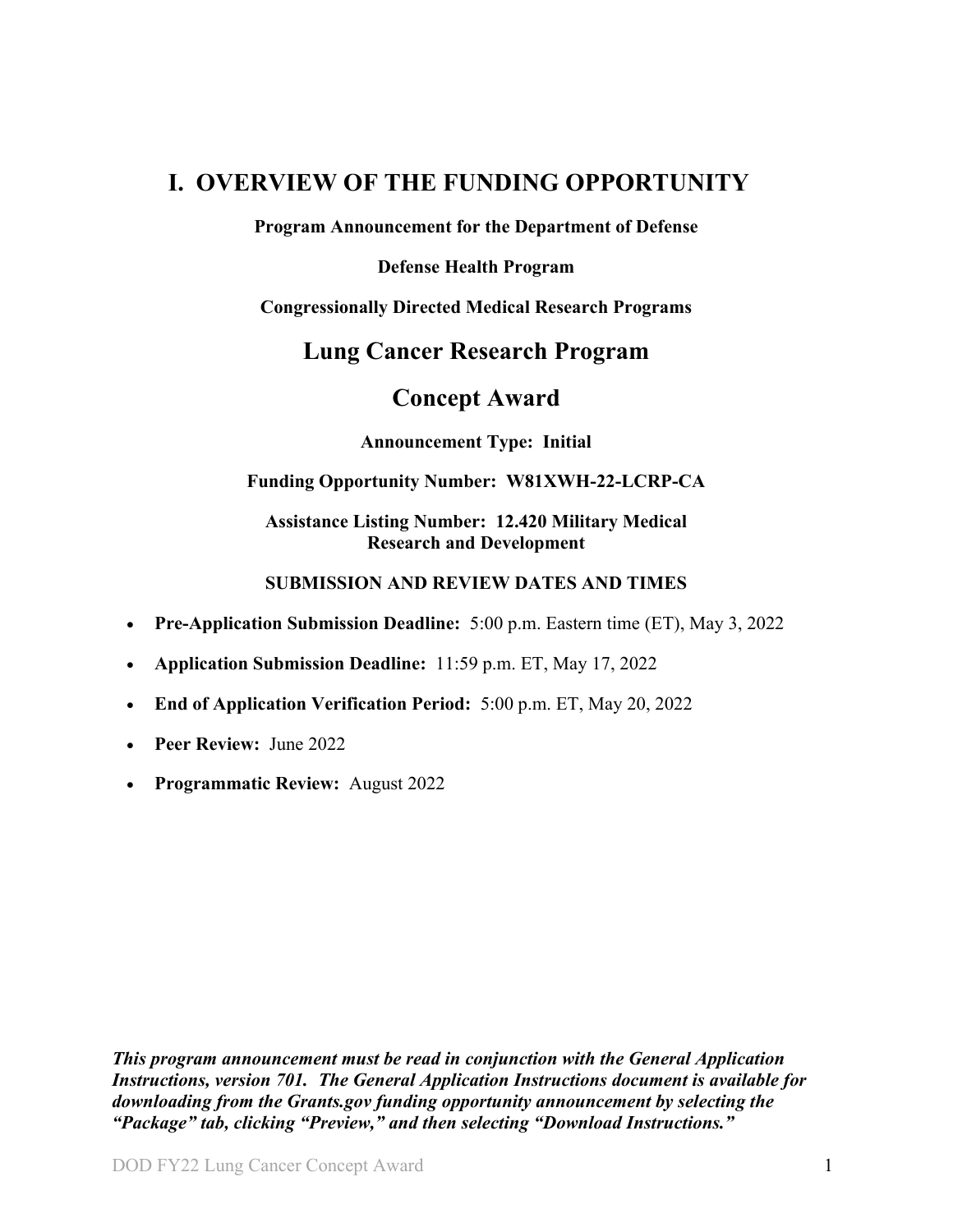# I. OVERVIEW OF THE FUNDING OPPORTUNITY

**Program Announcement for the Department of Defense**

**Defense Health Program**

**Congressionally Directed Medical Research Programs**

## Lung Cancer Research Program

## Concept Award

**Announcement Type: Initial**

**Funding Opportunity Number: W81XWH-22-LCRP-CA**

**Assistance Listing Number: 12.420 Military Medical Research and Development**

**SUBMISSION AND REVIEW DATES AND TIMES**

- **Pre-Application Submission Deadline:** 5:00 p.m. Eastern time (ET), May 3, 2022
- **Application Submission Deadline:** 11:59 p.m. ET, May 17, 2022
- **End of Application Verification Period:** 5:00 p.m. ET, May 20, 2022
- **Peer Review:** June 2022
- **Programmatic Review:** August 2022

***This program announcement must be read in conjunction with the General Application Instructions, version 701. The General Application Instructions document is available for downloading from the Grants.gov funding opportunity announcement by selecting the "Package" tab, clicking "Preview," and then selecting "Download Instructions."***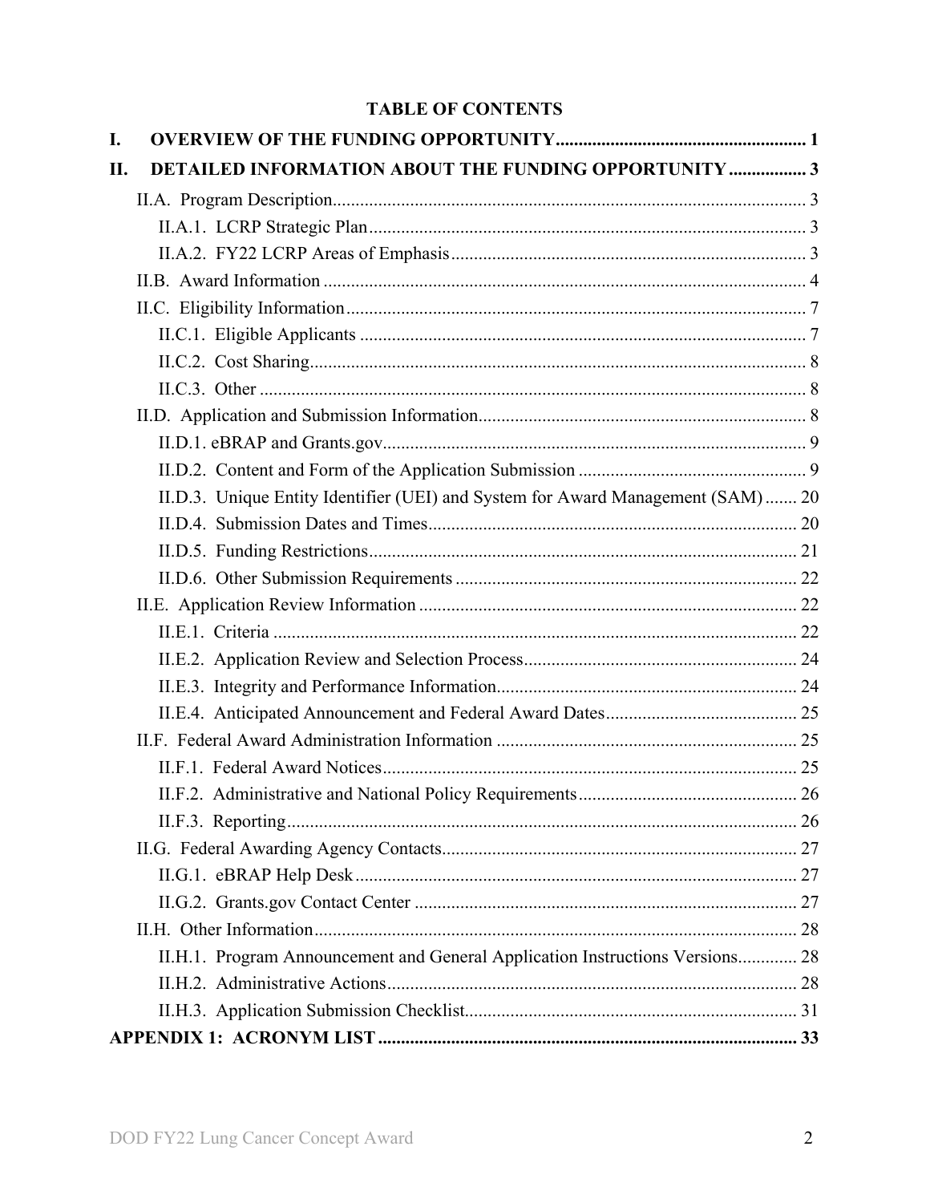## TABLE OF CONTENTS

**I. OVERVIEW OF THE FUNDING OPPORTUNITY ....................................................... 1**

**II. DETAILED INFORMATION ABOUT THE FUNDING OPPORTUNITY ................. 3**

- II.A. Program Description....................................................................................... 3
  - II.A.1. LCRP Strategic Plan................................................................................ 3
  - II.A.2. FY22 LCRP Areas of Emphasis.............................................................. 3
- II.B. Award Information ......................................................................................... 4
- II.C. Eligibility Information..................................................................................... 7
  - II.C.1. Eligible Applicants ................................................................................. 7
  - II.C.2. Cost Sharing............................................................................................ 8
  - II.C.3. Other ....................................................................................................... 8
- II.D. Application and Submission Information....................................................... 8
  - II.D.1. eBRAP and Grants.gov............................................................................ 9
  - II.D.2. Content and Form of the Application Submission .................................. 9
  - II.D.3. Unique Entity Identifier (UEI) and System for Award Management (SAM) ....... 20
  - II.D.4. Submission Dates and Times................................................................. 20
  - II.D.5. Funding Restrictions.............................................................................. 21
  - II.D.6. Other Submission Requirements ........................................................... 22
- II.E. Application Review Information .................................................................. 22
  - II.E.1. Criteria .................................................................................................. 22
  - II.E.2. Application Review and Selection Process............................................ 24
  - II.E.3. Integrity and Performance Information.................................................. 24
  - II.E.4. Anticipated Announcement and Federal Award Dates.......................... 25
- II.F. Federal Award Administration Information .................................................. 25
  - II.F.1. Federal Award Notices........................................................................... 25
  - II.F.2. Administrative and National Policy Requirements................................ 26
  - II.F.3. Reporting................................................................................................ 26
- II.G. Federal Awarding Agency Contacts.............................................................. 27
  - II.G.1. eBRAP Help Desk ................................................................................. 27
  - II.G.2. Grants.gov Contact Center .................................................................... 27
- II.H. Other Information.......................................................................................... 28
  - II.H.1. Program Announcement and General Application Instructions Versions............. 28
  - II.H.2. Administrative Actions.......................................................................... 28
  - II.H.3. Application Submission Checklist........................................................ 31

**APPENDIX 1: ACRONYM LIST ............................................................................ 33**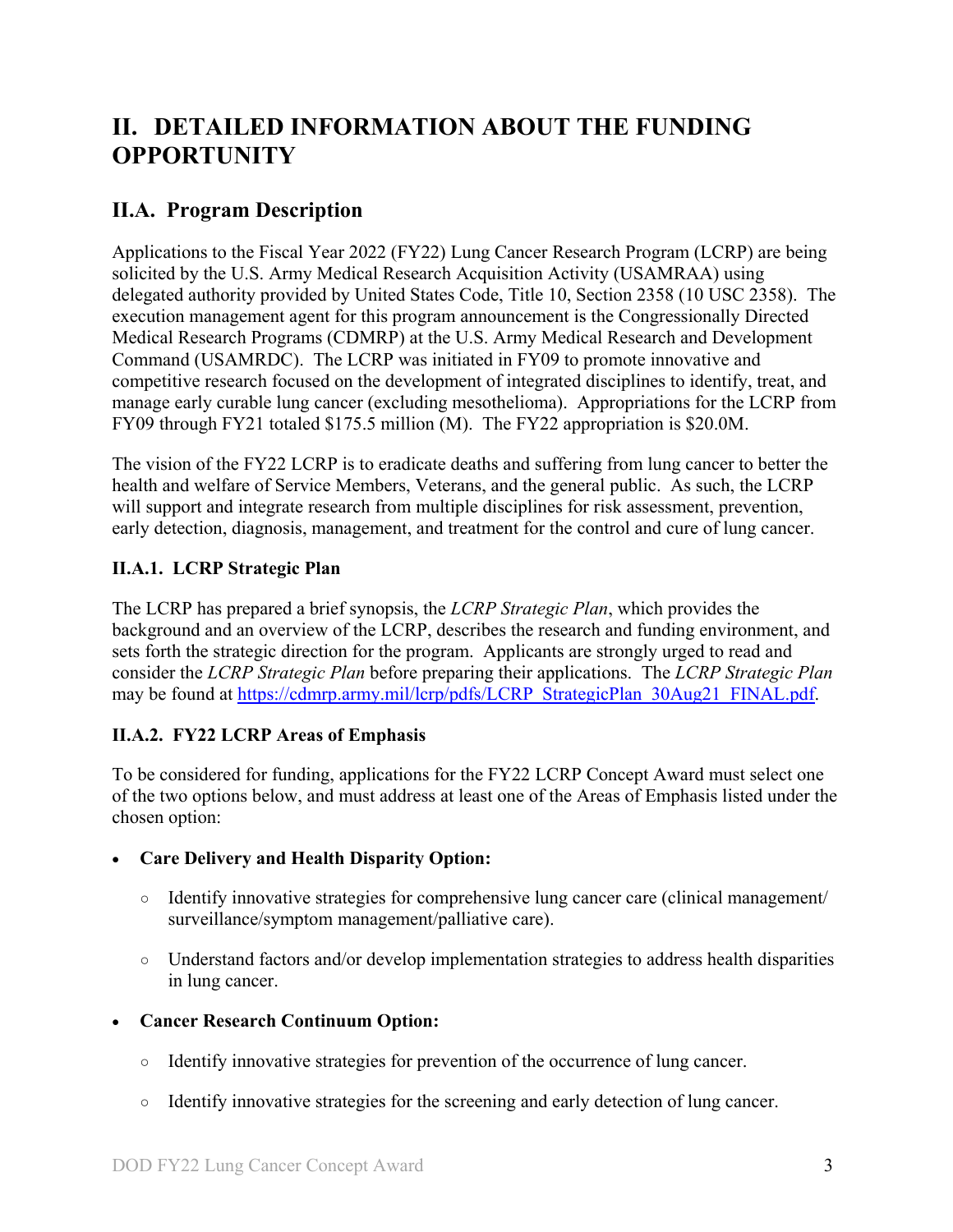# II. DETAILED INFORMATION ABOUT THE FUNDING OPPORTUNITY

## II.A. Program Description

Applications to the Fiscal Year 2022 (FY22) Lung Cancer Research Program (LCRP) are being solicited by the U.S. Army Medical Research Acquisition Activity (USAMRAA) using delegated authority provided by United States Code, Title 10, Section 2358 (10 USC 2358). The execution management agent for this program announcement is the Congressionally Directed Medical Research Programs (CDMRP) at the U.S. Army Medical Research and Development Command (USAMRDC). The LCRP was initiated in FY09 to promote innovative and competitive research focused on the development of integrated disciplines to identify, treat, and manage early curable lung cancer (excluding mesothelioma). Appropriations for the LCRP from FY09 through FY21 totaled $175.5 million (M). The FY22 appropriation is $20.0M.

The vision of the FY22 LCRP is to eradicate deaths and suffering from lung cancer to better the health and welfare of Service Members, Veterans, and the general public. As such, the LCRP will support and integrate research from multiple disciplines for risk assessment, prevention, early detection, diagnosis, management, and treatment for the control and cure of lung cancer.

### II.A.1. LCRP Strategic Plan

The LCRP has prepared a brief synopsis, the *LCRP Strategic Plan*, which provides the background and an overview of the LCRP, describes the research and funding environment, and sets forth the strategic direction for the program. Applicants are strongly urged to read and consider the *LCRP Strategic Plan* before preparing their applications. The *LCRP Strategic Plan* may be found at https://cdmrp.army.mil/lcrp/pdfs/LCRP_StrategicPlan_30Aug21_FINAL.pdf.

### II.A.2. FY22 LCRP Areas of Emphasis

To be considered for funding, applications for the FY22 LCRP Concept Award must select one of the two options below, and must address at least one of the Areas of Emphasis listed under the chosen option:

- **Care Delivery and Health Disparity Option:**
  - Identify innovative strategies for comprehensive lung cancer care (clinical management/ surveillance/symptom management/palliative care).
  - Understand factors and/or develop implementation strategies to address health disparities in lung cancer.
- **Cancer Research Continuum Option:**
  - Identify innovative strategies for prevention of the occurrence of lung cancer.
  - Identify innovative strategies for the screening and early detection of lung cancer.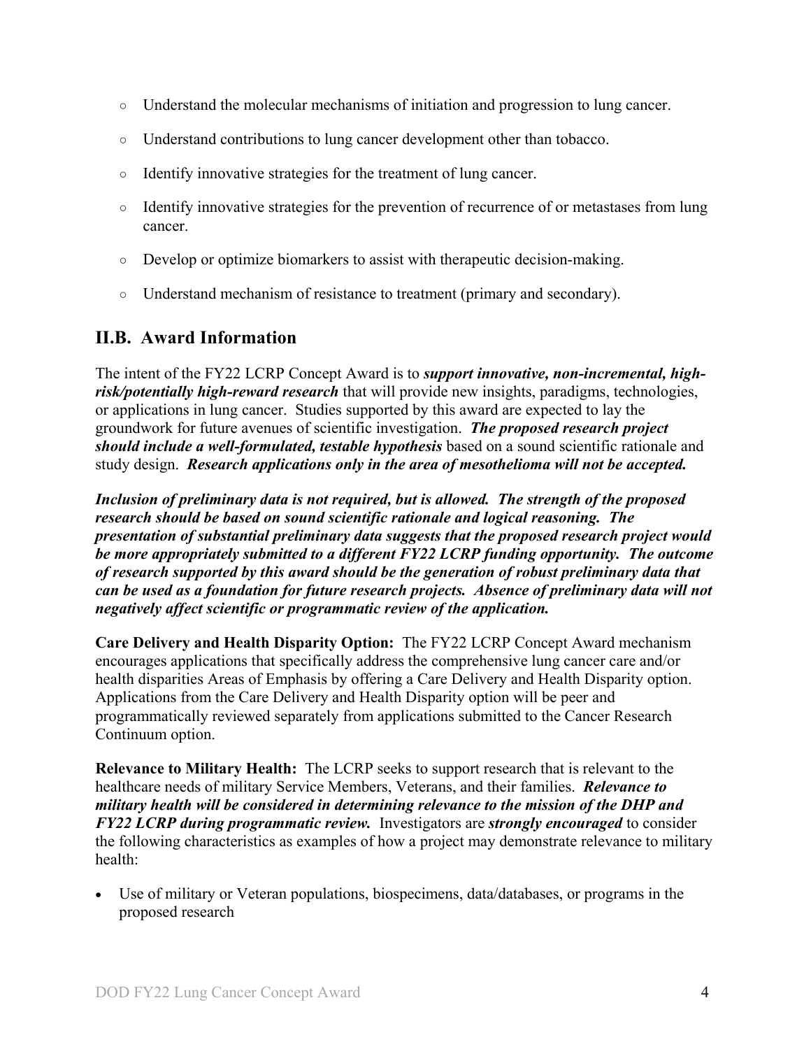- Understand the molecular mechanisms of initiation and progression to lung cancer.
- Understand contributions to lung cancer development other than tobacco.
- Identify innovative strategies for the treatment of lung cancer.
- Identify innovative strategies for the prevention of recurrence of or metastases from lung cancer.
- Develop or optimize biomarkers to assist with therapeutic decision-making.
- Understand mechanism of resistance to treatment (primary and secondary).

## II.B. Award Information

The intent of the FY22 LCRP Concept Award is to ***support innovative, non-incremental, high-risk/potentially high-reward research*** that will provide new insights, paradigms, technologies, or applications in lung cancer. Studies supported by this award are expected to lay the groundwork for future avenues of scientific investigation. ***The proposed research project should include a well-formulated, testable hypothesis*** based on a sound scientific rationale and study design. ***Research applications only in the area of mesothelioma will not be accepted.***

***Inclusion of preliminary data is not required, but is allowed. The strength of the proposed research should be based on sound scientific rationale and logical reasoning. The presentation of substantial preliminary data suggests that the proposed research project would be more appropriately submitted to a different FY22 LCRP funding opportunity. The outcome of research supported by this award should be the generation of robust preliminary data that can be used as a foundation for future research projects. Absence of preliminary data will not negatively affect scientific or programmatic review of the application.***

**Care Delivery and Health Disparity Option:** The FY22 LCRP Concept Award mechanism encourages applications that specifically address the comprehensive lung cancer care and/or health disparities Areas of Emphasis by offering a Care Delivery and Health Disparity option. Applications from the Care Delivery and Health Disparity option will be peer and programmatically reviewed separately from applications submitted to the Cancer Research Continuum option.

**Relevance to Military Health:** The LCRP seeks to support research that is relevant to the healthcare needs of military Service Members, Veterans, and their families. ***Relevance to military health will be considered in determining relevance to the mission of the DHP and FY22 LCRP during programmatic review.*** Investigators are ***strongly encouraged*** to consider the following characteristics as examples of how a project may demonstrate relevance to military health:

- Use of military or Veteran populations, biospecimens, data/databases, or programs in the proposed research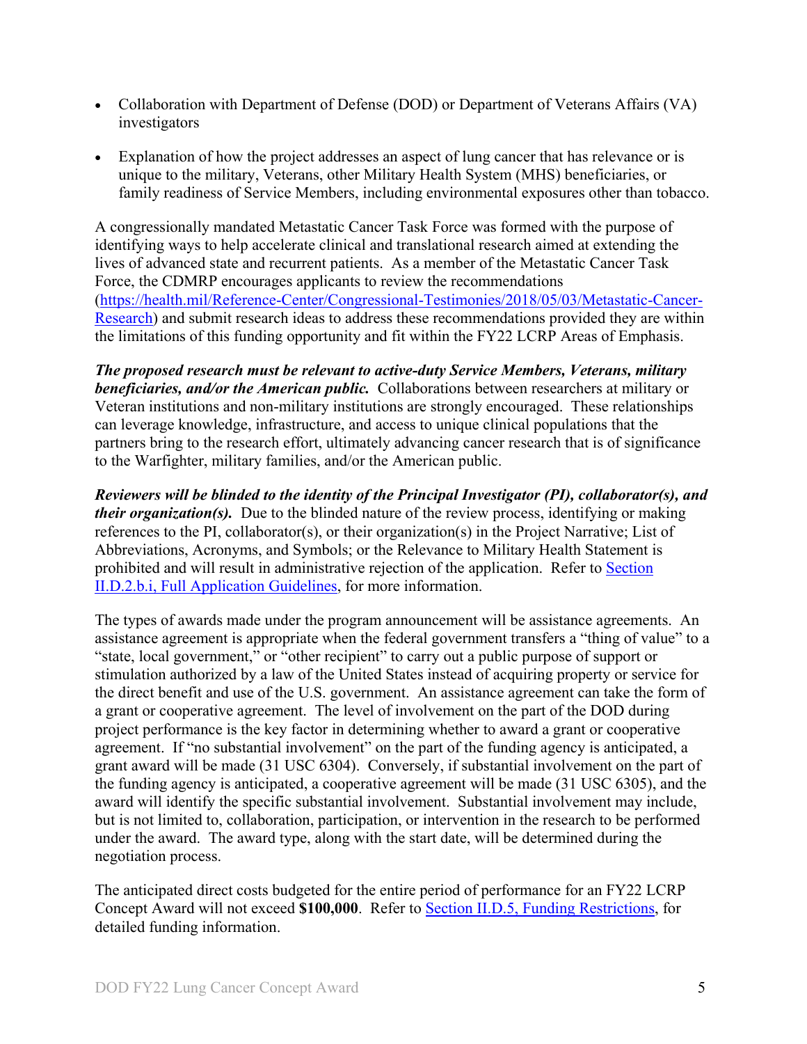- Collaboration with Department of Defense (DOD) or Department of Veterans Affairs (VA) investigators
- Explanation of how the project addresses an aspect of lung cancer that has relevance or is unique to the military, Veterans, other Military Health System (MHS) beneficiaries, or family readiness of Service Members, including environmental exposures other than tobacco.

A congressionally mandated Metastatic Cancer Task Force was formed with the purpose of identifying ways to help accelerate clinical and translational research aimed at extending the lives of advanced state and recurrent patients. As a member of the Metastatic Cancer Task Force, the CDMRP encourages applicants to review the recommendations ([https://health.mil/Reference-Center/Congressional-Testimonies/2018/05/03/Metastatic-Cancer-Research](https://health.mil/Reference-Center/Congressional-Testimonies/2018/05/03/Metastatic-Cancer-Research)) and submit research ideas to address these recommendations provided they are within the limitations of this funding opportunity and fit within the FY22 LCRP Areas of Emphasis.

***The proposed research must be relevant to active-duty Service Members, Veterans, military beneficiaries, and/or the American public.*** Collaborations between researchers at military or Veteran institutions and non-military institutions are strongly encouraged. These relationships can leverage knowledge, infrastructure, and access to unique clinical populations that the partners bring to the research effort, ultimately advancing cancer research that is of significance to the Warfighter, military families, and/or the American public.

***Reviewers will be blinded to the identity of the Principal Investigator (PI), collaborator(s), and their organization(s).*** Due to the blinded nature of the review process, identifying or making references to the PI, collaborator(s), or their organization(s) in the Project Narrative; List of Abbreviations, Acronyms, and Symbols; or the Relevance to Military Health Statement is prohibited and will result in administrative rejection of the application. Refer to Section II.D.2.b.i, Full Application Guidelines, for more information.

The types of awards made under the program announcement will be assistance agreements. An assistance agreement is appropriate when the federal government transfers a "thing of value" to a "state, local government," or "other recipient" to carry out a public purpose of support or stimulation authorized by a law of the United States instead of acquiring property or service for the direct benefit and use of the U.S. government. An assistance agreement can take the form of a grant or cooperative agreement. The level of involvement on the part of the DOD during project performance is the key factor in determining whether to award a grant or cooperative agreement. If "no substantial involvement" on the part of the funding agency is anticipated, a grant award will be made (31 USC 6304). Conversely, if substantial involvement on the part of the funding agency is anticipated, a cooperative agreement will be made (31 USC 6305), and the award will identify the specific substantial involvement. Substantial involvement may include, but is not limited to, collaboration, participation, or intervention in the research to be performed under the award. The award type, along with the start date, will be determined during the negotiation process.

The anticipated direct costs budgeted for the entire period of performance for an FY22 LCRP Concept Award will not exceed **$100,000**. Refer to Section II.D.5, Funding Restrictions, for detailed funding information.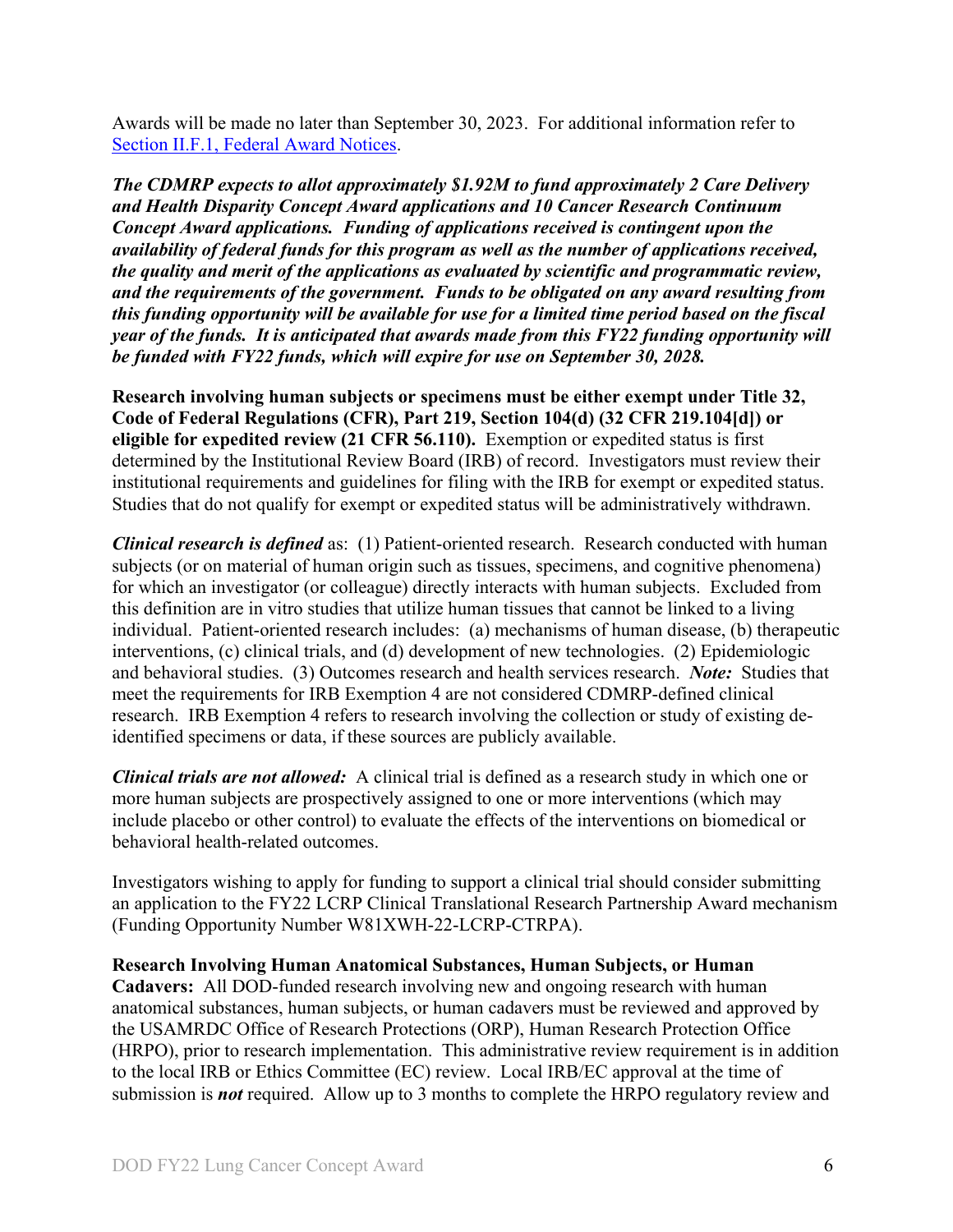Awards will be made no later than September 30, 2023. For additional information refer to [Section II.F.1, Federal Award Notices](#).

***The CDMRP expects to allot approximately $1.92M to fund approximately 2 Care Delivery and Health Disparity Concept Award applications and 10 Cancer Research Continuum Concept Award applications. Funding of applications received is contingent upon the availability of federal funds for this program as well as the number of applications received, the quality and merit of the applications as evaluated by scientific and programmatic review, and the requirements of the government. Funds to be obligated on any award resulting from this funding opportunity will be available for use for a limited time period based on the fiscal year of the funds. It is anticipated that awards made from this FY22 funding opportunity will be funded with FY22 funds, which will expire for use on September 30, 2028.***

**Research involving human subjects or specimens must be either exempt under Title 32, Code of Federal Regulations (CFR), Part 219, Section 104(d) (32 CFR 219.104[d]) or eligible for expedited review (21 CFR 56.110).** Exemption or expedited status is first determined by the Institutional Review Board (IRB) of record. Investigators must review their institutional requirements and guidelines for filing with the IRB for exempt or expedited status. Studies that do not qualify for exempt or expedited status will be administratively withdrawn.

***Clinical research is defined*** as: (1) Patient-oriented research. Research conducted with human subjects (or on material of human origin such as tissues, specimens, and cognitive phenomena) for which an investigator (or colleague) directly interacts with human subjects. Excluded from this definition are in vitro studies that utilize human tissues that cannot be linked to a living individual. Patient-oriented research includes: (a) mechanisms of human disease, (b) therapeutic interventions, (c) clinical trials, and (d) development of new technologies. (2) Epidemiologic and behavioral studies. (3) Outcomes research and health services research. ***Note:*** Studies that meet the requirements for IRB Exemption 4 are not considered CDMRP-defined clinical research. IRB Exemption 4 refers to research involving the collection or study of existing de-identified specimens or data, if these sources are publicly available.

***Clinical trials are not allowed:*** A clinical trial is defined as a research study in which one or more human subjects are prospectively assigned to one or more interventions (which may include placebo or other control) to evaluate the effects of the interventions on biomedical or behavioral health-related outcomes.

Investigators wishing to apply for funding to support a clinical trial should consider submitting an application to the FY22 LCRP Clinical Translational Research Partnership Award mechanism (Funding Opportunity Number W81XWH-22-LCRP-CTRPA).

**Research Involving Human Anatomical Substances, Human Subjects, or Human Cadavers:** All DOD-funded research involving new and ongoing research with human anatomical substances, human subjects, or human cadavers must be reviewed and approved by the USAMRDC Office of Research Protections (ORP), Human Research Protection Office (HRPO), prior to research implementation. This administrative review requirement is in addition to the local IRB or Ethics Committee (EC) review. Local IRB/EC approval at the time of submission is ***not*** required. Allow up to 3 months to complete the HRPO regulatory review and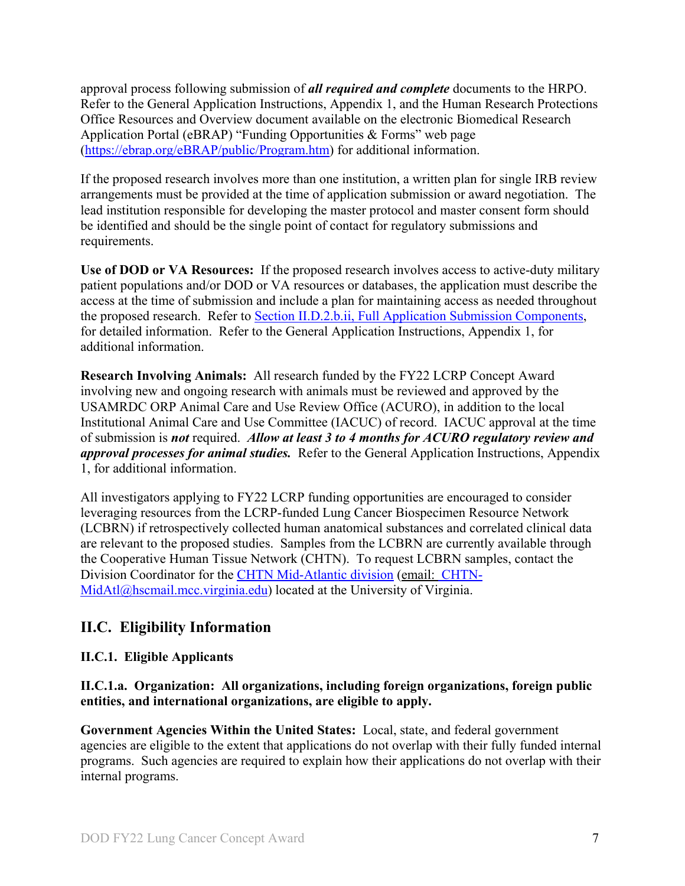approval process following submission of ***all required and complete*** documents to the HRPO. Refer to the General Application Instructions, Appendix 1, and the Human Research Protections Office Resources and Overview document available on the electronic Biomedical Research Application Portal (eBRAP) "Funding Opportunities & Forms" web page ([https://ebrap.org/eBRAP/public/Program.htm](https://ebrap.org/eBRAP/public/Program.htm)) for additional information.

If the proposed research involves more than one institution, a written plan for single IRB review arrangements must be provided at the time of application submission or award negotiation. The lead institution responsible for developing the master protocol and master consent form should be identified and should be the single point of contact for regulatory submissions and requirements.

**Use of DOD or VA Resources:** If the proposed research involves access to active-duty military patient populations and/or DOD or VA resources or databases, the application must describe the access at the time of submission and include a plan for maintaining access as needed throughout the proposed research. Refer to Section II.D.2.b.ii, Full Application Submission Components, for detailed information. Refer to the General Application Instructions, Appendix 1, for additional information.

**Research Involving Animals:** All research funded by the FY22 LCRP Concept Award involving new and ongoing research with animals must be reviewed and approved by the USAMRDC ORP Animal Care and Use Review Office (ACURO), in addition to the local Institutional Animal Care and Use Committee (IACUC) of record. IACUC approval at the time of submission is ***not*** required. ***Allow at least 3 to 4 months for ACURO regulatory review and approval processes for animal studies.*** Refer to the General Application Instructions, Appendix 1, for additional information.

All investigators applying to FY22 LCRP funding opportunities are encouraged to consider leveraging resources from the LCRP-funded Lung Cancer Biospecimen Resource Network (LCBRN) if retrospectively collected human anatomical substances and correlated clinical data are relevant to the proposed studies. Samples from the LCBRN are currently available through the Cooperative Human Tissue Network (CHTN). To request LCBRN samples, contact the Division Coordinator for the CHTN Mid-Atlantic division (email: CHTN-MidAtl@hscmail.mcc.virginia.edu) located at the University of Virginia.

## II.C. Eligibility Information

### II.C.1. Eligible Applicants

#### II.C.1.a. Organization: All organizations, including foreign organizations, foreign public entities, and international organizations, are eligible to apply.

**Government Agencies Within the United States:** Local, state, and federal government agencies are eligible to the extent that applications do not overlap with their fully funded internal programs. Such agencies are required to explain how their applications do not overlap with their internal programs.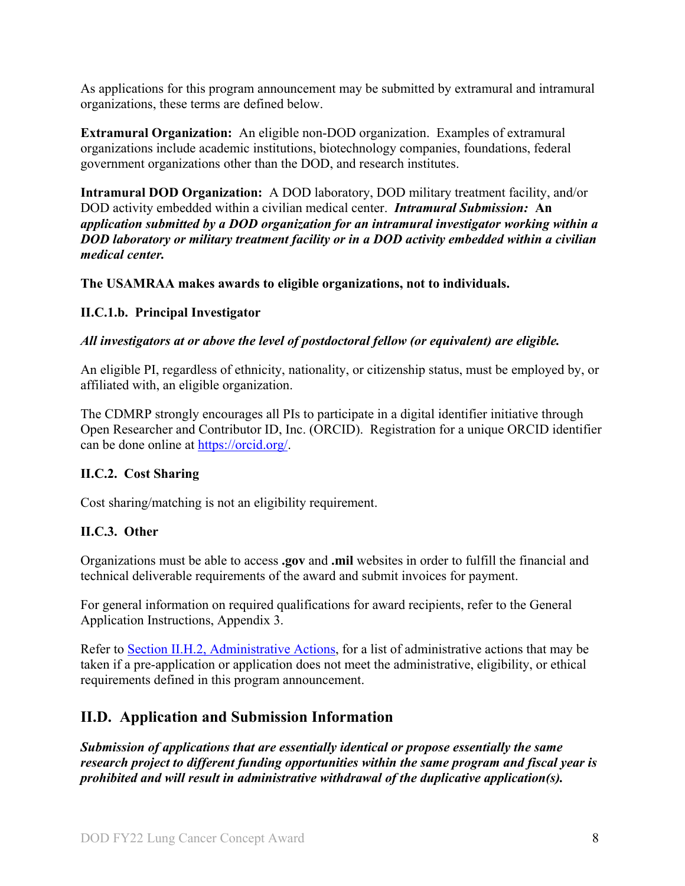As applications for this program announcement may be submitted by extramural and intramural organizations, these terms are defined below.

**Extramural Organization:** An eligible non-DOD organization. Examples of extramural organizations include academic institutions, biotechnology companies, foundations, federal government organizations other than the DOD, and research institutes.

**Intramural DOD Organization:** A DOD laboratory, DOD military treatment facility, and/or DOD activity embedded within a civilian medical center. ***Intramural Submission:* *An application submitted by a DOD organization for an intramural investigator working within a DOD laboratory or military treatment facility or in a DOD activity embedded within a civilian medical center.***

**The USAMRAA makes awards to eligible organizations, not to individuals.**

### II.C.1.b. Principal Investigator

***All investigators at or above the level of postdoctoral fellow (or equivalent) are eligible.***

An eligible PI, regardless of ethnicity, nationality, or citizenship status, must be employed by, or affiliated with, an eligible organization.

The CDMRP strongly encourages all PIs to participate in a digital identifier initiative through Open Researcher and Contributor ID, Inc. (ORCID). Registration for a unique ORCID identifier can be done online at [https://orcid.org/](https://orcid.org/).

### II.C.2. Cost Sharing

Cost sharing/matching is not an eligibility requirement.

### II.C.3. Other

Organizations must be able to access **.gov** and **.mil** websites in order to fulfill the financial and technical deliverable requirements of the award and submit invoices for payment.

For general information on required qualifications for award recipients, refer to the General Application Instructions, Appendix 3.

Refer to [Section II.H.2, Administrative Actions](#), for a list of administrative actions that may be taken if a pre-application or application does not meet the administrative, eligibility, or ethical requirements defined in this program announcement.

## II.D. Application and Submission Information

***Submission of applications that are essentially identical or propose essentially the same research project to different funding opportunities within the same program and fiscal year is prohibited and will result in administrative withdrawal of the duplicative application(s).***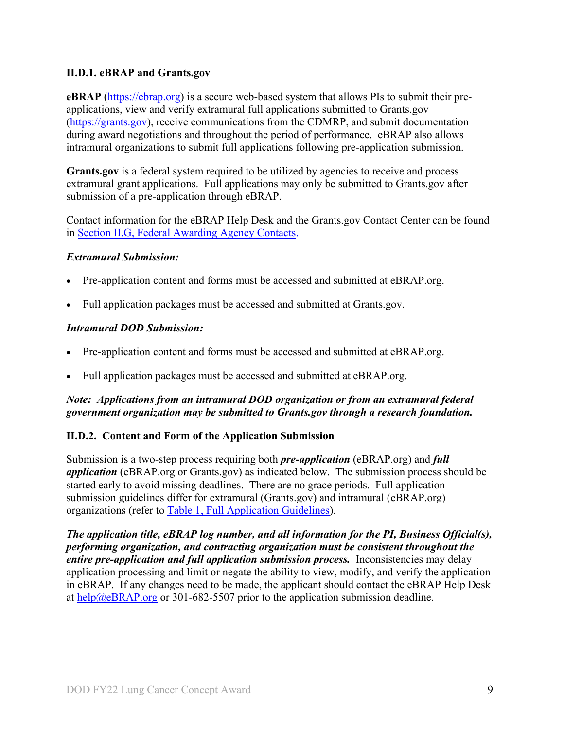### II.D.1. eBRAP and Grants.gov

**eBRAP** (https://ebrap.org) is a secure web-based system that allows PIs to submit their pre-applications, view and verify extramural full applications submitted to Grants.gov (https://grants.gov), receive communications from the CDMRP, and submit documentation during award negotiations and throughout the period of performance. eBRAP also allows intramural organizations to submit full applications following pre-application submission.

**Grants.gov** is a federal system required to be utilized by agencies to receive and process extramural grant applications. Full applications may only be submitted to Grants.gov after submission of a pre-application through eBRAP.

Contact information for the eBRAP Help Desk and the Grants.gov Contact Center can be found in Section II.G, Federal Awarding Agency Contacts.

***Extramural Submission:***

- Pre-application content and forms must be accessed and submitted at eBRAP.org.
- Full application packages must be accessed and submitted at Grants.gov.

***Intramural DOD Submission:***

- Pre-application content and forms must be accessed and submitted at eBRAP.org.
- Full application packages must be accessed and submitted at eBRAP.org.

***Note: Applications from an intramural DOD organization or from an extramural federal government organization may be submitted to Grants.gov through a research foundation.***

### II.D.2. Content and Form of the Application Submission

Submission is a two-step process requiring both ***pre-application*** (eBRAP.org) and ***full application*** (eBRAP.org or Grants.gov) as indicated below. The submission process should be started early to avoid missing deadlines. There are no grace periods. Full application submission guidelines differ for extramural (Grants.gov) and intramural (eBRAP.org) organizations (refer to Table 1, Full Application Guidelines).

***The application title, eBRAP log number, and all information for the PI, Business Official(s), performing organization, and contracting organization must be consistent throughout the entire pre-application and full application submission process.*** Inconsistencies may delay application processing and limit or negate the ability to view, modify, and verify the application in eBRAP. If any changes need to be made, the applicant should contact the eBRAP Help Desk at help@eBRAP.org or 301-682-5507 prior to the application submission deadline.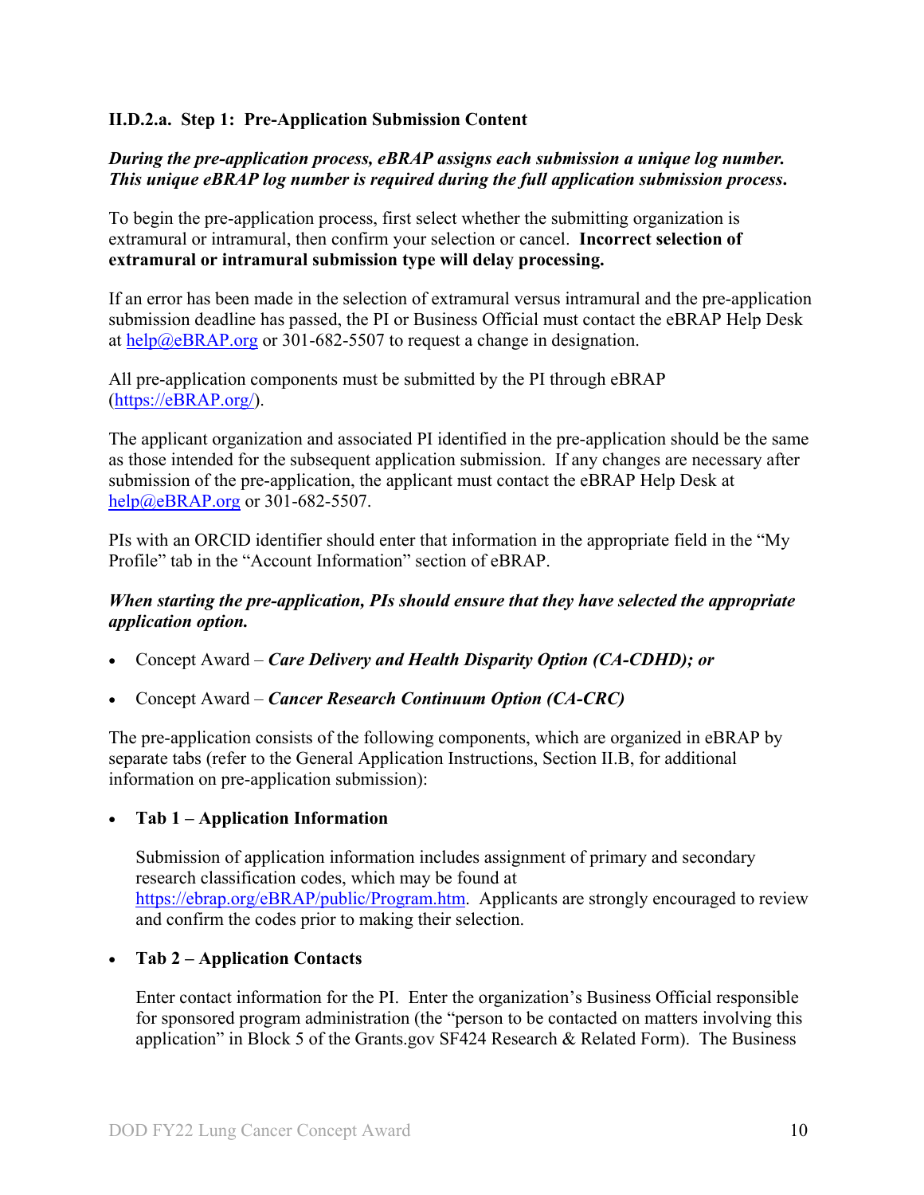### II.D.2.a. Step 1: Pre-Application Submission Content

***During the pre-application process, eBRAP assigns each submission a unique log number. This unique eBRAP log number is required during the full application submission process.***

To begin the pre-application process, first select whether the submitting organization is extramural or intramural, then confirm your selection or cancel. **Incorrect selection of extramural or intramural submission type will delay processing.**

If an error has been made in the selection of extramural versus intramural and the pre-application submission deadline has passed, the PI or Business Official must contact the eBRAP Help Desk at help@eBRAP.org or 301-682-5507 to request a change in designation.

All pre-application components must be submitted by the PI through eBRAP (https://eBRAP.org/).

The applicant organization and associated PI identified in the pre-application should be the same as those intended for the subsequent application submission. If any changes are necessary after submission of the pre-application, the applicant must contact the eBRAP Help Desk at help@eBRAP.org or 301-682-5507.

PIs with an ORCID identifier should enter that information in the appropriate field in the "My Profile" tab in the "Account Information" section of eBRAP.

***When starting the pre-application, PIs should ensure that they have selected the appropriate application option.***

- Concept Award – ***Care Delivery and Health Disparity Option (CA-CDHD); or***
- Concept Award – ***Cancer Research Continuum Option (CA-CRC)***

The pre-application consists of the following components, which are organized in eBRAP by separate tabs (refer to the General Application Instructions, Section II.B, for additional information on pre-application submission):

- **Tab 1 – Application Information**

  Submission of application information includes assignment of primary and secondary research classification codes, which may be found at https://ebrap.org/eBRAP/public/Program.htm. Applicants are strongly encouraged to review and confirm the codes prior to making their selection.

- **Tab 2 – Application Contacts**

  Enter contact information for the PI. Enter the organization's Business Official responsible for sponsored program administration (the "person to be contacted on matters involving this application" in Block 5 of the Grants.gov SF424 Research & Related Form). The Business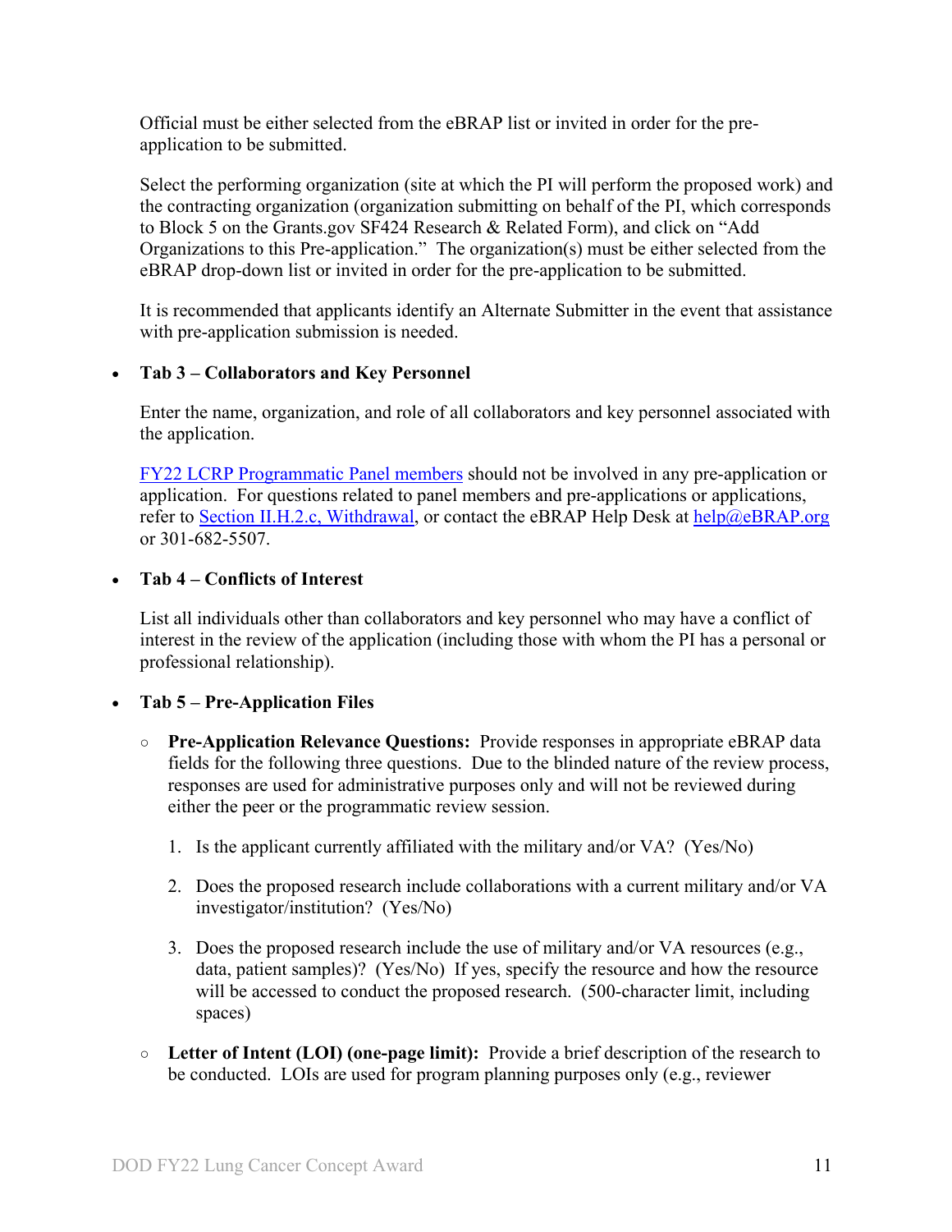Official must be either selected from the eBRAP list or invited in order for the pre-application to be submitted.

Select the performing organization (site at which the PI will perform the proposed work) and the contracting organization (organization submitting on behalf of the PI, which corresponds to Block 5 on the Grants.gov SF424 Research & Related Form), and click on "Add Organizations to this Pre-application." The organization(s) must be either selected from the eBRAP drop-down list or invited in order for the pre-application to be submitted.

It is recommended that applicants identify an Alternate Submitter in the event that assistance with pre-application submission is needed.

- **Tab 3 – Collaborators and Key Personnel**

  Enter the name, organization, and role of all collaborators and key personnel associated with the application.

  FY22 LCRP Programmatic Panel members should not be involved in any pre-application or application. For questions related to panel members and pre-applications or applications, refer to Section II.H.2.c, Withdrawal, or contact the eBRAP Help Desk at help@eBRAP.org or 301-682-5507.

- **Tab 4 – Conflicts of Interest**

  List all individuals other than collaborators and key personnel who may have a conflict of interest in the review of the application (including those with whom the PI has a personal or professional relationship).

- **Tab 5 – Pre-Application Files**

  - **Pre-Application Relevance Questions:** Provide responses in appropriate eBRAP data fields for the following three questions. Due to the blinded nature of the review process, responses are used for administrative purposes only and will not be reviewed during either the peer or the programmatic review session.

    1. Is the applicant currently affiliated with the military and/or VA? (Yes/No)

    2. Does the proposed research include collaborations with a current military and/or VA investigator/institution? (Yes/No)

    3. Does the proposed research include the use of military and/or VA resources (e.g., data, patient samples)? (Yes/No) If yes, specify the resource and how the resource will be accessed to conduct the proposed research. (500-character limit, including spaces)

  - **Letter of Intent (LOI) (one-page limit):** Provide a brief description of the research to be conducted. LOIs are used for program planning purposes only (e.g., reviewer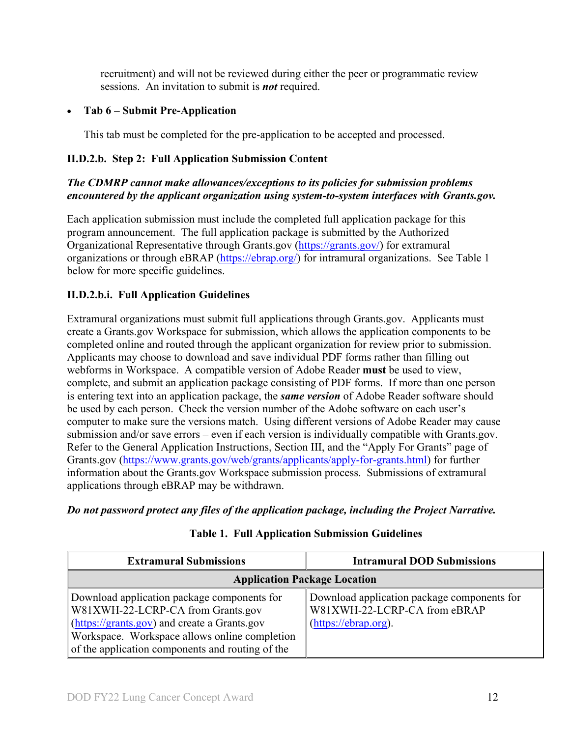recruitment) and will not be reviewed during either the peer or programmatic review sessions. An invitation to submit is ***not*** required.

- **Tab 6 – Submit Pre-Application**

  This tab must be completed for the pre-application to be accepted and processed.

#### II.D.2.b. Step 2: Full Application Submission Content

***The CDMRP cannot make allowances/exceptions to its policies for submission problems encountered by the applicant organization using system-to-system interfaces with Grants.gov.***

Each application submission must include the completed full application package for this program announcement. The full application package is submitted by the Authorized Organizational Representative through Grants.gov (https://grants.gov/) for extramural organizations or through eBRAP (https://ebrap.org/) for intramural organizations. See Table 1 below for more specific guidelines.

#### II.D.2.b.i. Full Application Guidelines

Extramural organizations must submit full applications through Grants.gov. Applicants must create a Grants.gov Workspace for submission, which allows the application components to be completed online and routed through the applicant organization for review prior to submission. Applicants may choose to download and save individual PDF forms rather than filling out webforms in Workspace. A compatible version of Adobe Reader **must** be used to view, complete, and submit an application package consisting of PDF forms. If more than one person is entering text into an application package, the ***same version*** of Adobe Reader software should be used by each person. Check the version number of the Adobe software on each user's computer to make sure the versions match. Using different versions of Adobe Reader may cause submission and/or save errors – even if each version is individually compatible with Grants.gov. Refer to the General Application Instructions, Section III, and the "Apply For Grants" page of Grants.gov (https://www.grants.gov/web/grants/applicants/apply-for-grants.html) for further information about the Grants.gov Workspace submission process. Submissions of extramural applications through eBRAP may be withdrawn.

***Do not password protect any files of the application package, including the Project Narrative.***

**Table 1. Full Application Submission Guidelines**

| Extramural Submissions | Intramural DOD Submissions |
|---|---|
| **Application Package Location** | |
| Download application package components for W81XWH-22-LCRP-CA from Grants.gov (https://grants.gov) and create a Grants.gov Workspace. Workspace allows online completion of the application components and routing of the | Download application package components for W81XWH-22-LCRP-CA from eBRAP (https://ebrap.org). |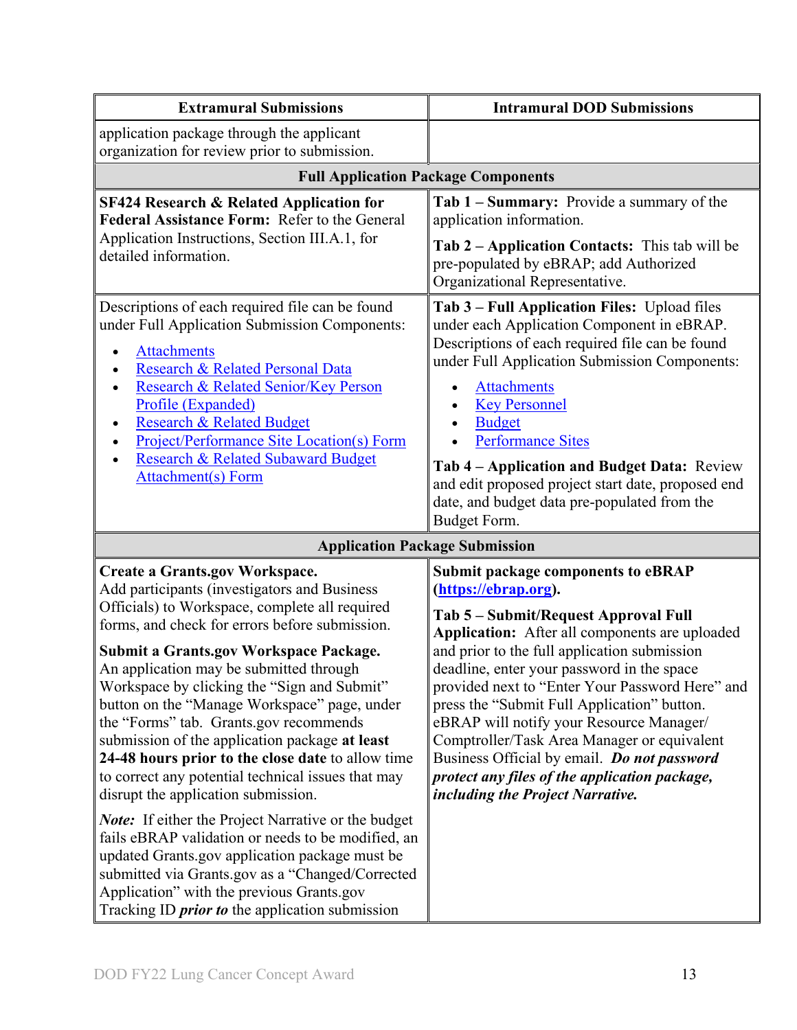| Extramural Submissions | Intramural DOD Submissions |
|---|---|
| application package through the applicant organization for review prior to submission. | |
| **Full Application Package Components** | |
| **SF424 Research & Related Application for Federal Assistance Form:** Refer to the General Application Instructions, Section III.A.1, for detailed information. | **Tab 1 – Summary:** Provide a summary of the application information.<br><br>**Tab 2 – Application Contacts:** This tab will be pre-populated by eBRAP; add Authorized Organizational Representative. |
| Descriptions of each required file can be found under Full Application Submission Components:<br><br>• Attachments<br>• Research & Related Personal Data<br>• Research & Related Senior/Key Person Profile (Expanded)<br>• Research & Related Budget<br>• Project/Performance Site Location(s) Form<br>• Research & Related Subaward Budget Attachment(s) Form | **Tab 3 – Full Application Files:** Upload files under each Application Component in eBRAP. Descriptions of each required file can be found under Full Application Submission Components:<br><br>• Attachments<br>• Key Personnel<br>• Budget<br>• Performance Sites<br><br>**Tab 4 – Application and Budget Data:** Review and edit proposed project start date, proposed end date, and budget data pre-populated from the Budget Form. |
| **Application Package Submission** | |
| **Create a Grants.gov Workspace.** Add participants (investigators and Business Officials) to Workspace, complete all required forms, and check for errors before submission.<br><br>**Submit a Grants.gov Workspace Package.** An application may be submitted through Workspace by clicking the "Sign and Submit" button on the "Manage Workspace" page, under the "Forms" tab. Grants.gov recommends submission of the application package **at least 24-48 hours prior to the close date** to allow time to correct any potential technical issues that may disrupt the application submission.<br><br>***Note:*** If either the Project Narrative or the budget fails eBRAP validation or needs to be modified, an updated Grants.gov application package must be submitted via Grants.gov as a "Changed/Corrected Application" with the previous Grants.gov Tracking ID ***prior to*** the application submission | **Submit package components to eBRAP (https://ebrap.org).**<br><br>**Tab 5 – Submit/Request Approval Full Application:** After all components are uploaded and prior to the full application submission deadline, enter your password in the space provided next to "Enter Your Password Here" and press the "Submit Full Application" button. eBRAP will notify your Resource Manager/ Comptroller/Task Area Manager or equivalent Business Official by email. ***Do not password protect any files of the application package, including the Project Narrative.*** |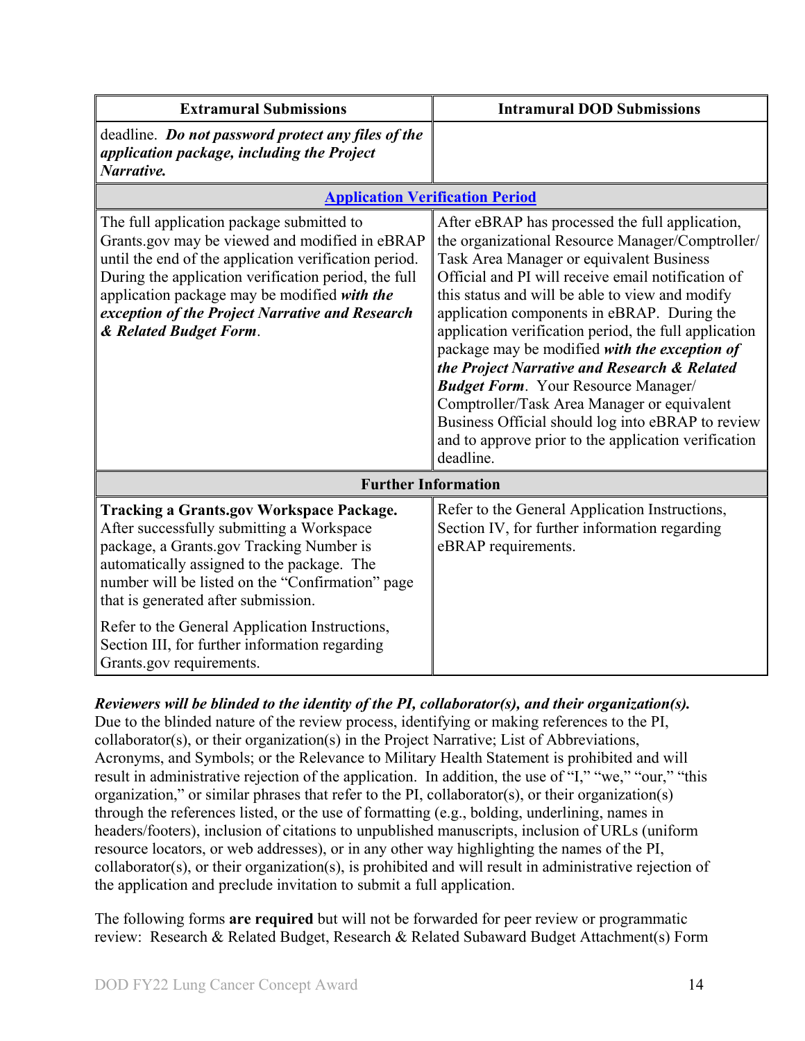| Extramural Submissions | Intramural DOD Submissions |
|---|---|
| deadline. ***Do not password protect any files of the application package, including the Project Narrative.*** | |
| **Application Verification Period** | |
| The full application package submitted to Grants.gov may be viewed and modified in eBRAP until the end of the application verification period. During the application verification period, the full application package may be modified ***with the exception of the Project Narrative and Research & Related Budget Form***. | After eBRAP has processed the full application, the organizational Resource Manager/Comptroller/ Task Area Manager or equivalent Business Official and PI will receive email notification of this status and will be able to view and modify application components in eBRAP. During the application verification period, the full application package may be modified ***with the exception of the Project Narrative and Research & Related Budget Form***. Your Resource Manager/ Comptroller/Task Area Manager or equivalent Business Official should log into eBRAP to review and to approve prior to the application verification deadline. |
| **Further Information** | |
| **Tracking a Grants.gov Workspace Package.** After successfully submitting a Workspace package, a Grants.gov Tracking Number is automatically assigned to the package. The number will be listed on the "Confirmation" page that is generated after submission.<br><br>Refer to the General Application Instructions, Section III, for further information regarding Grants.gov requirements. | Refer to the General Application Instructions, Section IV, for further information regarding eBRAP requirements. |

***Reviewers will be blinded to the identity of the PI, collaborator(s), and their organization(s).*** Due to the blinded nature of the review process, identifying or making references to the PI, collaborator(s), or their organization(s) in the Project Narrative; List of Abbreviations, Acronyms, and Symbols; or the Relevance to Military Health Statement is prohibited and will result in administrative rejection of the application. In addition, the use of "I," "we," "our," "this organization," or similar phrases that refer to the PI, collaborator(s), or their organization(s) through the references listed, or the use of formatting (e.g., bolding, underlining, names in headers/footers), inclusion of citations to unpublished manuscripts, inclusion of URLs (uniform resource locators, or web addresses), or in any other way highlighting the names of the PI, collaborator(s), or their organization(s), is prohibited and will result in administrative rejection of the application and preclude invitation to submit a full application.

The following forms **are required** but will not be forwarded for peer review or programmatic review: Research & Related Budget, Research & Related Subaward Budget Attachment(s) Form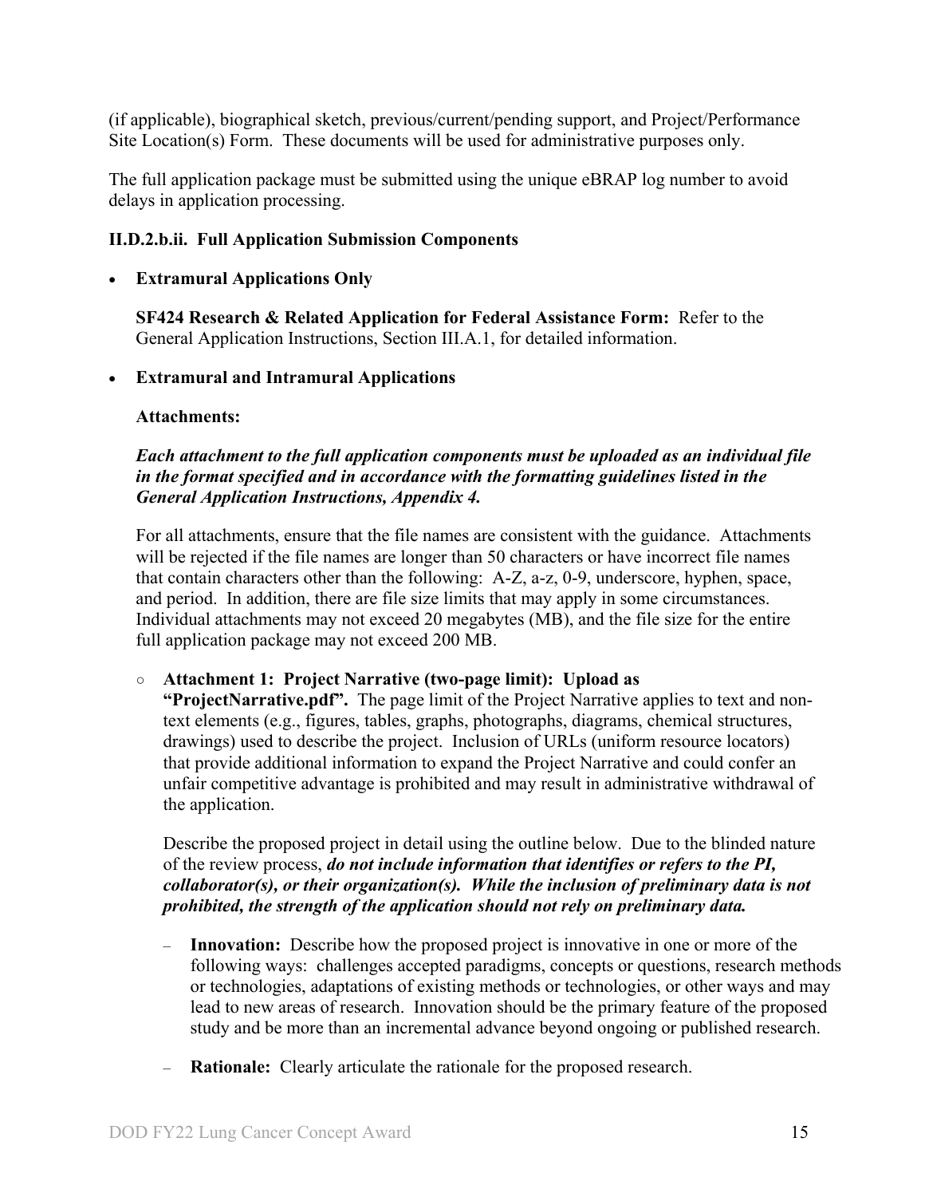(if applicable), biographical sketch, previous/current/pending support, and Project/Performance Site Location(s) Form. These documents will be used for administrative purposes only.

The full application package must be submitted using the unique eBRAP log number to avoid delays in application processing.

#### II.D.2.b.ii. Full Application Submission Components

- **Extramural Applications Only**

  **SF424 Research & Related Application for Federal Assistance Form:** Refer to the General Application Instructions, Section III.A.1, for detailed information.

- **Extramural and Intramural Applications**

  **Attachments:**

  ***Each attachment to the full application components must be uploaded as an individual file in the format specified and in accordance with the formatting guidelines listed in the General Application Instructions, Appendix 4.***

  For all attachments, ensure that the file names are consistent with the guidance. Attachments will be rejected if the file names are longer than 50 characters or have incorrect file names that contain characters other than the following: A-Z, a-z, 0-9, underscore, hyphen, space, and period. In addition, there are file size limits that may apply in some circumstances. Individual attachments may not exceed 20 megabytes (MB), and the file size for the entire full application package may not exceed 200 MB.

  - **Attachment 1: Project Narrative (two-page limit): Upload as "ProjectNarrative.pdf".** The page limit of the Project Narrative applies to text and non-text elements (e.g., figures, tables, graphs, photographs, diagrams, chemical structures, drawings) used to describe the project. Inclusion of URLs (uniform resource locators) that provide additional information to expand the Project Narrative and could confer an unfair competitive advantage is prohibited and may result in administrative withdrawal of the application.

    Describe the proposed project in detail using the outline below. Due to the blinded nature of the review process, ***do not include information that identifies or refers to the PI, collaborator(s), or their organization(s). While the inclusion of preliminary data is not prohibited, the strength of the application should not rely on preliminary data.***

    - **Innovation:** Describe how the proposed project is innovative in one or more of the following ways: challenges accepted paradigms, concepts or questions, research methods or technologies, adaptations of existing methods or technologies, or other ways and may lead to new areas of research. Innovation should be the primary feature of the proposed study and be more than an incremental advance beyond ongoing or published research.

    - **Rationale:** Clearly articulate the rationale for the proposed research.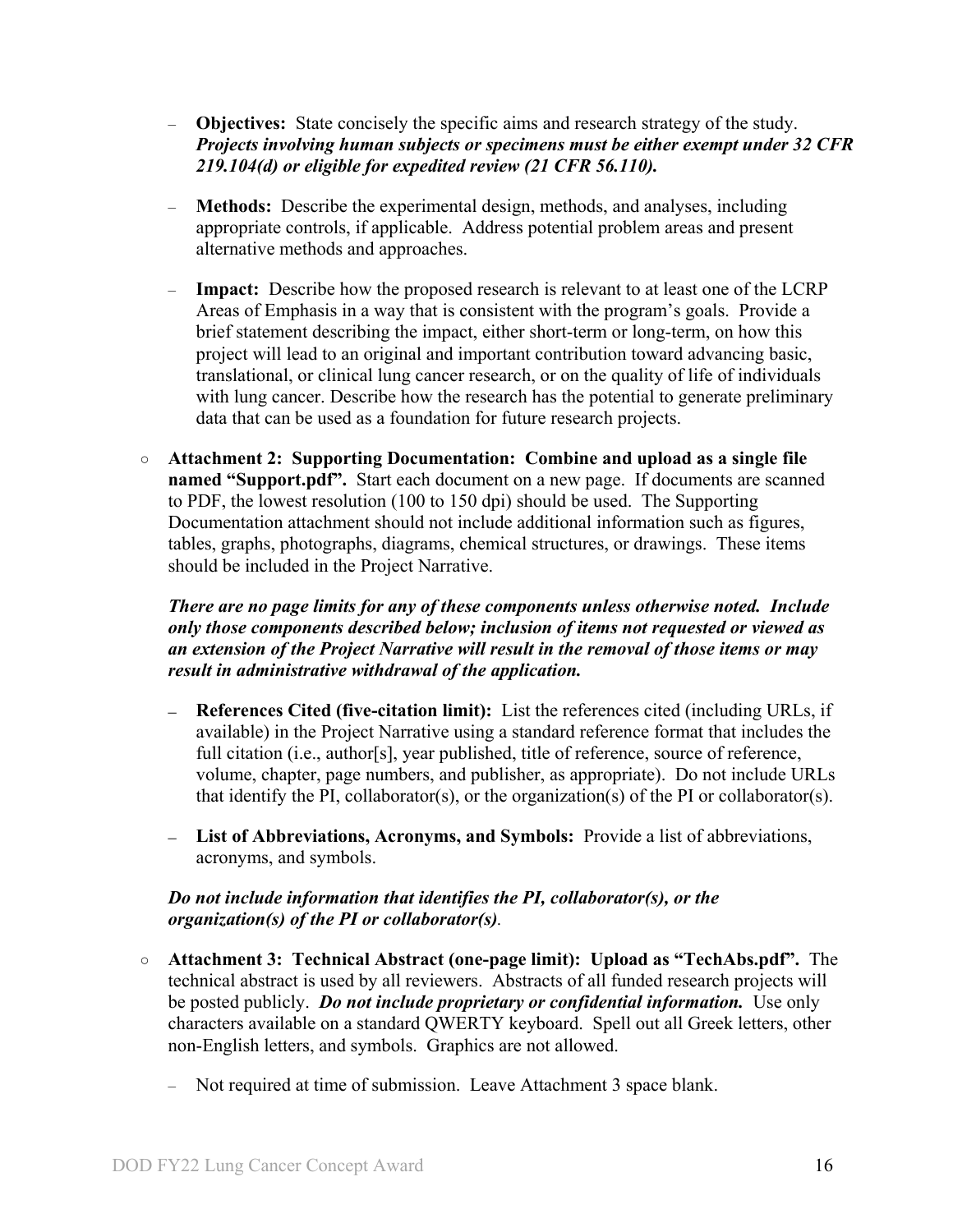- **Objectives:** State concisely the specific aims and research strategy of the study. ***Projects involving human subjects or specimens must be either exempt under 32 CFR 219.104(d) or eligible for expedited review (21 CFR 56.110).***

- **Methods:** Describe the experimental design, methods, and analyses, including appropriate controls, if applicable. Address potential problem areas and present alternative methods and approaches.

- **Impact:** Describe how the proposed research is relevant to at least one of the LCRP Areas of Emphasis in a way that is consistent with the program's goals. Provide a brief statement describing the impact, either short-term or long-term, on how this project will lead to an original and important contribution toward advancing basic, translational, or clinical lung cancer research, or on the quality of life of individuals with lung cancer. Describe how the research has the potential to generate preliminary data that can be used as a foundation for future research projects.

○ **Attachment 2: Supporting Documentation: Combine and upload as a single file named "Support.pdf".** Start each document on a new page. If documents are scanned to PDF, the lowest resolution (100 to 150 dpi) should be used. The Supporting Documentation attachment should not include additional information such as figures, tables, graphs, photographs, diagrams, chemical structures, or drawings. These items should be included in the Project Narrative.

***There are no page limits for any of these components unless otherwise noted. Include only those components described below; inclusion of items not requested or viewed as an extension of the Project Narrative will result in the removal of those items or may result in administrative withdrawal of the application.***

- **References Cited (five-citation limit):** List the references cited (including URLs, if available) in the Project Narrative using a standard reference format that includes the full citation (i.e., author[s], year published, title of reference, source of reference, volume, chapter, page numbers, and publisher, as appropriate). Do not include URLs that identify the PI, collaborator(s), or the organization(s) of the PI or collaborator(s).

- **List of Abbreviations, Acronyms, and Symbols:** Provide a list of abbreviations, acronyms, and symbols.

***Do not include information that identifies the PI, collaborator(s), or the organization(s) of the PI or collaborator(s)***.

○ **Attachment 3: Technical Abstract (one-page limit): Upload as "TechAbs.pdf".** The technical abstract is used by all reviewers. Abstracts of all funded research projects will be posted publicly. ***Do not include proprietary or confidential information.*** Use only characters available on a standard QWERTY keyboard. Spell out all Greek letters, other non-English letters, and symbols. Graphics are not allowed.

- Not required at time of submission. Leave Attachment 3 space blank.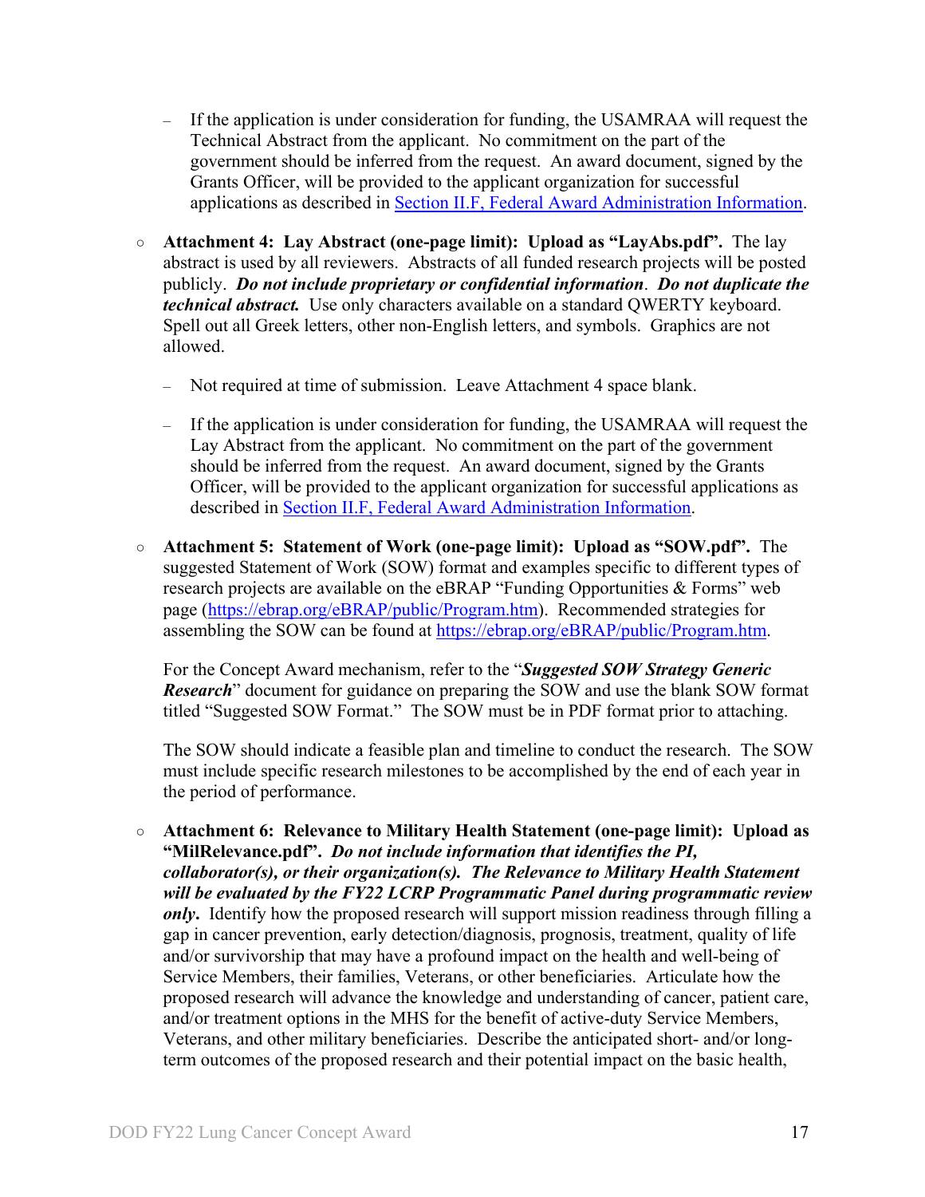- If the application is under consideration for funding, the USAMRAA will request the Technical Abstract from the applicant. No commitment on the part of the government should be inferred from the request. An award document, signed by the Grants Officer, will be provided to the applicant organization for successful applications as described in Section II.F, Federal Award Administration Information.

- **Attachment 4: Lay Abstract (one-page limit): Upload as "LayAbs.pdf".** The lay abstract is used by all reviewers. Abstracts of all funded research projects will be posted publicly. ***Do not include proprietary or confidential information***. ***Do not duplicate the technical abstract.*** Use only characters available on a standard QWERTY keyboard. Spell out all Greek letters, other non-English letters, and symbols. Graphics are not allowed.

  - Not required at time of submission. Leave Attachment 4 space blank.

  - If the application is under consideration for funding, the USAMRAA will request the Lay Abstract from the applicant. No commitment on the part of the government should be inferred from the request. An award document, signed by the Grants Officer, will be provided to the applicant organization for successful applications as described in Section II.F, Federal Award Administration Information.

- **Attachment 5: Statement of Work (one-page limit): Upload as "SOW.pdf".** The suggested Statement of Work (SOW) format and examples specific to different types of research projects are available on the eBRAP "Funding Opportunities & Forms" web page (https://ebrap.org/eBRAP/public/Program.htm). Recommended strategies for assembling the SOW can be found at https://ebrap.org/eBRAP/public/Program.htm.

  For the Concept Award mechanism, refer to the "***Suggested SOW Strategy Generic Research***" document for guidance on preparing the SOW and use the blank SOW format titled "Suggested SOW Format." The SOW must be in PDF format prior to attaching.

  The SOW should indicate a feasible plan and timeline to conduct the research. The SOW must include specific research milestones to be accomplished by the end of each year in the period of performance.

- **Attachment 6: Relevance to Military Health Statement (one-page limit): Upload as "MilRelevance.pdf".** ***Do not include information that identifies the PI, collaborator(s), or their organization(s. The Relevance to Military Health Statement will be evaluated by the FY22 LCRP Programmatic Panel during programmatic review only.*** Identify how the proposed research will support mission readiness through filling a gap in cancer prevention, early detection/diagnosis, prognosis, treatment, quality of life and/or survivorship that may have a profound impact on the health and well-being of Service Members, their families, Veterans, or other beneficiaries. Articulate how the proposed research will advance the knowledge and understanding of cancer, patient care, and/or treatment options in the MHS for the benefit of active-duty Service Members, Veterans, and other military beneficiaries. Describe the anticipated short- and/or long-term outcomes of the proposed research and their potential impact on the basic health,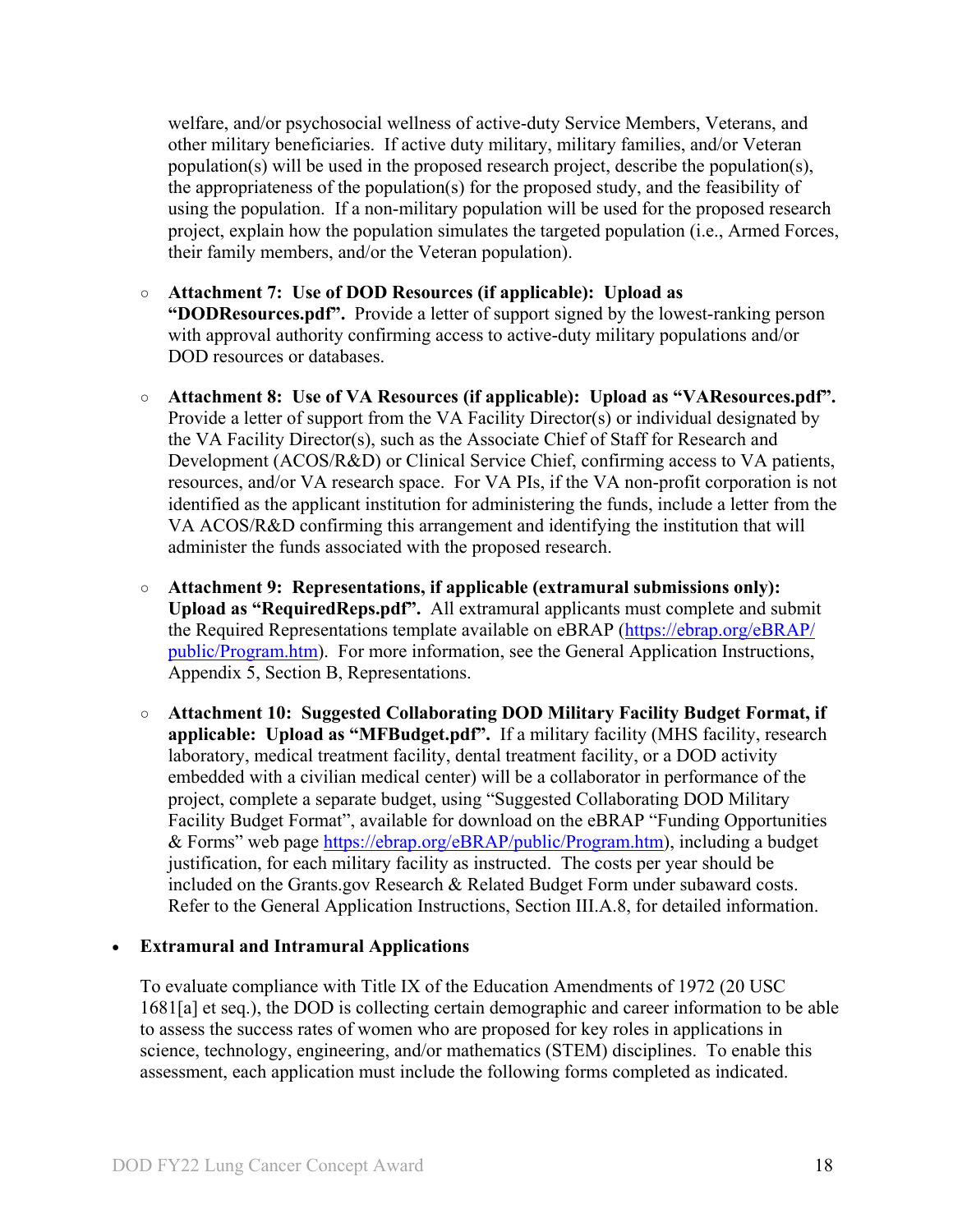welfare, and/or psychosocial wellness of active-duty Service Members, Veterans, and other military beneficiaries. If active duty military, military families, and/or Veteran population(s) will be used in the proposed research project, describe the population(s), the appropriateness of the population(s) for the proposed study, and the feasibility of using the population. If a non-military population will be used for the proposed research project, explain how the population simulates the targeted population (i.e., Armed Forces, their family members, and/or the Veteran population).

- **Attachment 7: Use of DOD Resources (if applicable): Upload as "DODResources.pdf".** Provide a letter of support signed by the lowest-ranking person with approval authority confirming access to active-duty military populations and/or DOD resources or databases.

- **Attachment 8: Use of VA Resources (if applicable): Upload as "VAResources.pdf".** Provide a letter of support from the VA Facility Director(s) or individual designated by the VA Facility Director(s), such as the Associate Chief of Staff for Research and Development (ACOS/R&D) or Clinical Service Chief, confirming access to VA patients, resources, and/or VA research space. For VA PIs, if the VA non-profit corporation is not identified as the applicant institution for administering the funds, include a letter from the VA ACOS/R&D confirming this arrangement and identifying the institution that will administer the funds associated with the proposed research.

- **Attachment 9: Representations, if applicable (extramural submissions only): Upload as "RequiredReps.pdf".** All extramural applicants must complete and submit the Required Representations template available on eBRAP (https://ebrap.org/eBRAP/public/Program.htm). For more information, see the General Application Instructions, Appendix 5, Section B, Representations.

- **Attachment 10: Suggested Collaborating DOD Military Facility Budget Format, if applicable: Upload as "MFBudget.pdf".** If a military facility (MHS facility, research laboratory, medical treatment facility, dental treatment facility, or a DOD activity embedded with a civilian medical center) will be a collaborator in performance of the project, complete a separate budget, using "Suggested Collaborating DOD Military Facility Budget Format", available for download on the eBRAP "Funding Opportunities & Forms" web page https://ebrap.org/eBRAP/public/Program.htm), including a budget justification, for each military facility as instructed. The costs per year should be included on the Grants.gov Research & Related Budget Form under subaward costs. Refer to the General Application Instructions, Section III.A.8, for detailed information.

- **Extramural and Intramural Applications**

  To evaluate compliance with Title IX of the Education Amendments of 1972 (20 USC 1681[a] et seq.), the DOD is collecting certain demographic and career information to be able to assess the success rates of women who are proposed for key roles in applications in science, technology, engineering, and/or mathematics (STEM) disciplines. To enable this assessment, each application must include the following forms completed as indicated.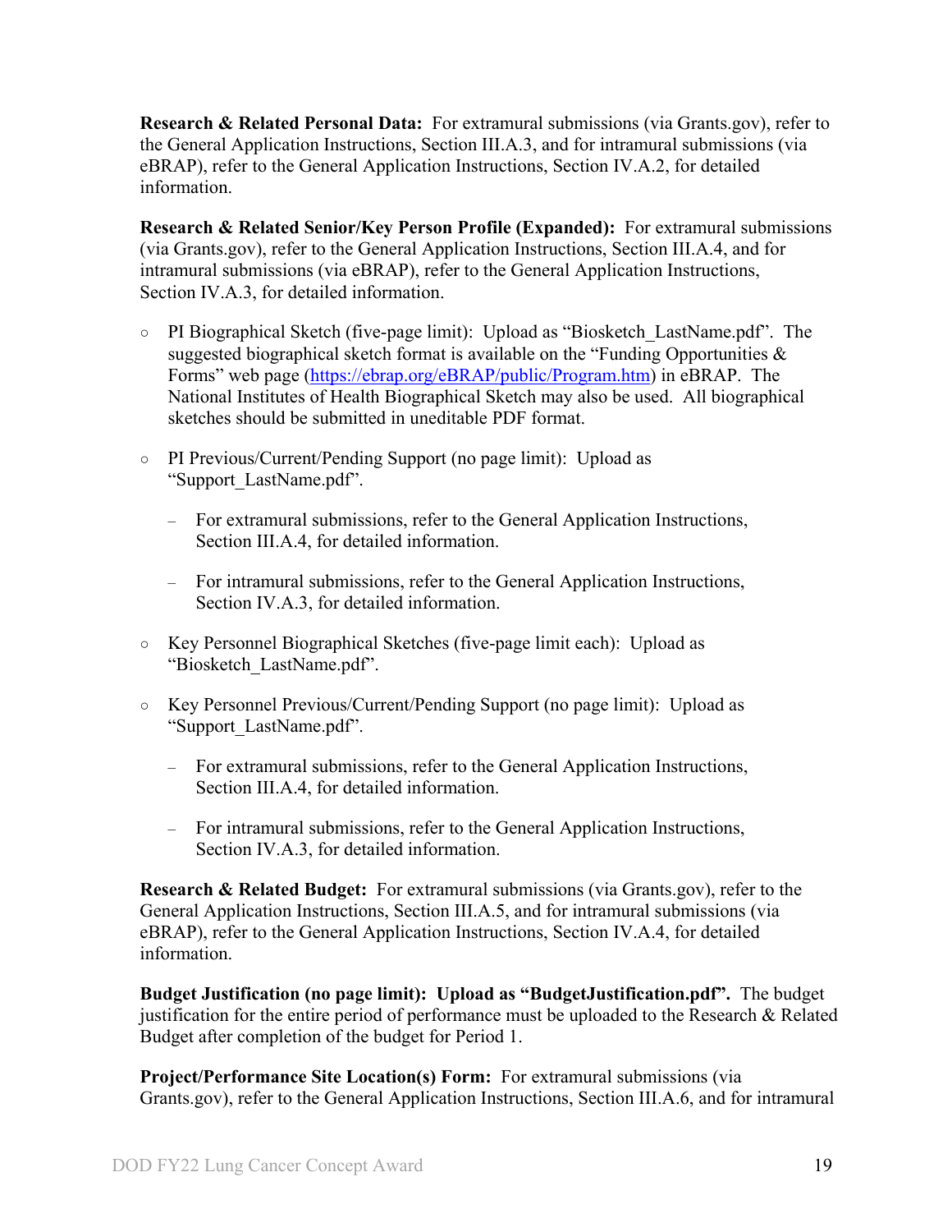**Research & Related Personal Data:** For extramural submissions (via Grants.gov), refer to the General Application Instructions, Section III.A.3, and for intramural submissions (via eBRAP), refer to the General Application Instructions, Section IV.A.2, for detailed information.

**Research & Related Senior/Key Person Profile (Expanded):** For extramural submissions (via Grants.gov), refer to the General Application Instructions, Section III.A.4, and for intramural submissions (via eBRAP), refer to the General Application Instructions, Section IV.A.3, for detailed information.

- PI Biographical Sketch (five-page limit): Upload as "Biosketch_LastName.pdf". The suggested biographical sketch format is available on the "Funding Opportunities & Forms" web page (https://ebrap.org/eBRAP/public/Program.htm) in eBRAP. The National Institutes of Health Biographical Sketch may also be used. All biographical sketches should be submitted in uneditable PDF format.
- PI Previous/Current/Pending Support (no page limit): Upload as "Support_LastName.pdf".
  - For extramural submissions, refer to the General Application Instructions, Section III.A.4, for detailed information.
  - For intramural submissions, refer to the General Application Instructions, Section IV.A.3, for detailed information.
- Key Personnel Biographical Sketches (five-page limit each): Upload as "Biosketch_LastName.pdf".
- Key Personnel Previous/Current/Pending Support (no page limit): Upload as "Support_LastName.pdf".
  - For extramural submissions, refer to the General Application Instructions, Section III.A.4, for detailed information.
  - For intramural submissions, refer to the General Application Instructions, Section IV.A.3, for detailed information.

**Research & Related Budget:** For extramural submissions (via Grants.gov), refer to the General Application Instructions, Section III.A.5, and for intramural submissions (via eBRAP), refer to the General Application Instructions, Section IV.A.4, for detailed information.

**Budget Justification (no page limit): Upload as "BudgetJustification.pdf".** The budget justification for the entire period of performance must be uploaded to the Research & Related Budget after completion of the budget for Period 1.

**Project/Performance Site Location(s) Form:** For extramural submissions (via Grants.gov), refer to the General Application Instructions, Section III.A.6, and for intramural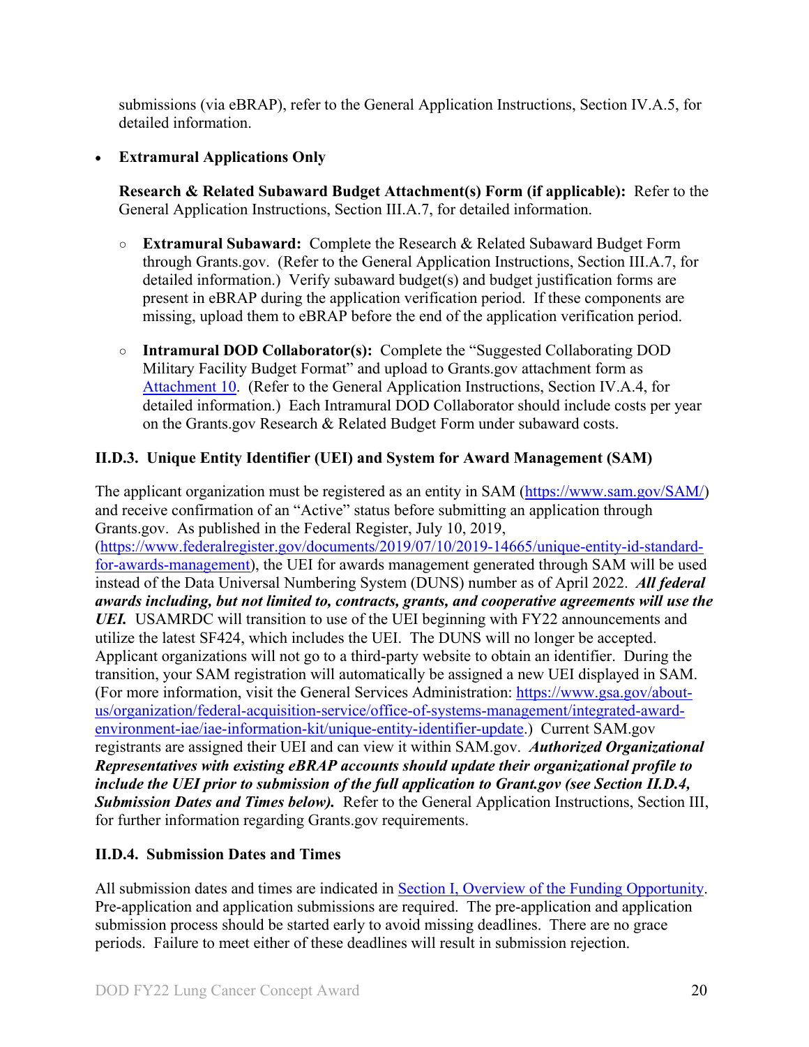submissions (via eBRAP), refer to the General Application Instructions, Section IV.A.5, for detailed information.

- **Extramural Applications Only**

  **Research & Related Subaward Budget Attachment(s) Form (if applicable):** Refer to the General Application Instructions, Section III.A.7, for detailed information.

  - **Extramural Subaward:** Complete the Research & Related Subaward Budget Form through Grants.gov. (Refer to the General Application Instructions, Section III.A.7, for detailed information.) Verify subaward budget(s) and budget justification forms are present in eBRAP during the application verification period. If these components are missing, upload them to eBRAP before the end of the application verification period.

  - **Intramural DOD Collaborator(s):** Complete the "Suggested Collaborating DOD Military Facility Budget Format" and upload to Grants.gov attachment form as Attachment 10. (Refer to the General Application Instructions, Section IV.A.4, for detailed information.) Each Intramural DOD Collaborator should include costs per year on the Grants.gov Research & Related Budget Form under subaward costs.

### II.D.3. Unique Entity Identifier (UEI) and System for Award Management (SAM)

The applicant organization must be registered as an entity in SAM (https://www.sam.gov/SAM/) and receive confirmation of an "Active" status before submitting an application through Grants.gov. As published in the Federal Register, July 10, 2019, (https://www.federalregister.gov/documents/2019/07/10/2019-14665/unique-entity-id-standard-for-awards-management), the UEI for awards management generated through SAM will be used instead of the Data Universal Numbering System (DUNS) number as of April 2022. ***All federal awards including, but not limited to, contracts, grants, and cooperative agreements will use the UEI.*** USAMRDC will transition to use of the UEI beginning with FY22 announcements and utilize the latest SF424, which includes the UEI. The DUNS will no longer be accepted. Applicant organizations will not go to a third-party website to obtain an identifier. During the transition, your SAM registration will automatically be assigned a new UEI displayed in SAM. (For more information, visit the General Services Administration: https://www.gsa.gov/about-us/organization/federal-acquisition-service/office-of-systems-management/integrated-award-environment-iae/iae-information-kit/unique-entity-identifier-update.) Current SAM.gov registrants are assigned their UEI and can view it within SAM.gov. ***Authorized Organizational Representatives with existing eBRAP accounts should update their organizational profile to include the UEI prior to submission of the full application to Grant.gov (see Section II.D.4, Submission Dates and Times below).*** Refer to the General Application Instructions, Section III, for further information regarding Grants.gov requirements.

### II.D.4. Submission Dates and Times

All submission dates and times are indicated in Section I, Overview of the Funding Opportunity. Pre-application and application submissions are required. The pre-application and application submission process should be started early to avoid missing deadlines. There are no grace periods. Failure to meet either of these deadlines will result in submission rejection.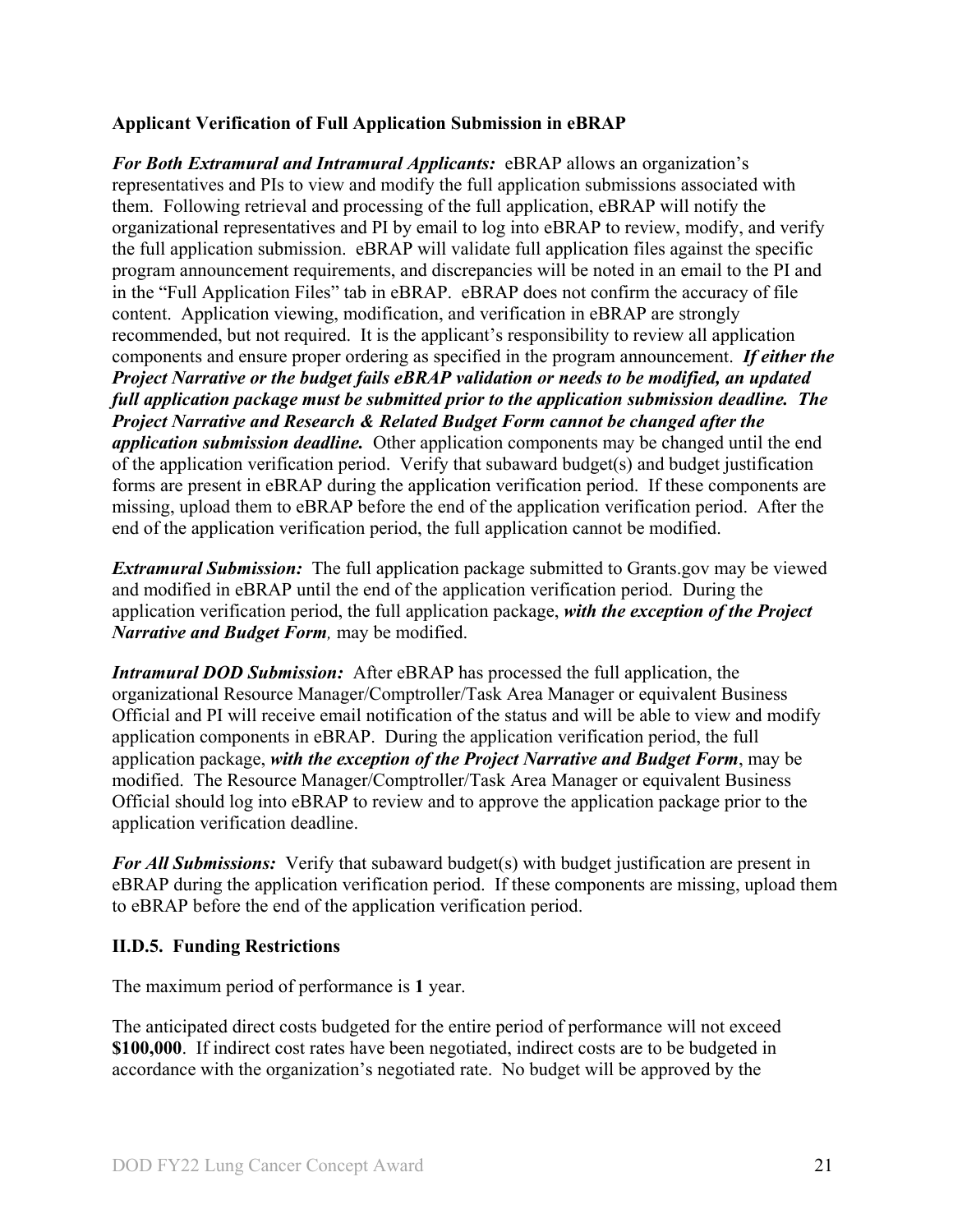**Applicant Verification of Full Application Submission in eBRAP**

***For Both Extramural and Intramural Applicants:*** eBRAP allows an organization's representatives and PIs to view and modify the full application submissions associated with them. Following retrieval and processing of the full application, eBRAP will notify the organizational representatives and PI by email to log into eBRAP to review, modify, and verify the full application submission. eBRAP will validate full application files against the specific program announcement requirements, and discrepancies will be noted in an email to the PI and in the "Full Application Files" tab in eBRAP. eBRAP does not confirm the accuracy of file content. Application viewing, modification, and verification in eBRAP are strongly recommended, but not required. It is the applicant's responsibility to review all application components and ensure proper ordering as specified in the program announcement. ***If either the Project Narrative or the budget fails eBRAP validation or needs to be modified, an updated full application package must be submitted prior to the application submission deadline. The Project Narrative and Research & Related Budget Form cannot be changed after the application submission deadline.*** Other application components may be changed until the end of the application verification period. Verify that subaward budget(s) and budget justification forms are present in eBRAP during the application verification period. If these components are missing, upload them to eBRAP before the end of the application verification period. After the end of the application verification period, the full application cannot be modified.

***Extramural Submission:*** The full application package submitted to Grants.gov may be viewed and modified in eBRAP until the end of the application verification period. During the application verification period, the full application package, ***with the exception of the Project Narrative and Budget Form****,* may be modified.

***Intramural DOD Submission:*** After eBRAP has processed the full application, the organizational Resource Manager/Comptroller/Task Area Manager or equivalent Business Official and PI will receive email notification of the status and will be able to view and modify application components in eBRAP. During the application verification period, the full application package, ***with the exception of the Project Narrative and Budget Form***, may be modified. The Resource Manager/Comptroller/Task Area Manager or equivalent Business Official should log into eBRAP to review and to approve the application package prior to the application verification deadline.

***For All Submissions:*** Verify that subaward budget(s) with budget justification are present in eBRAP during the application verification period. If these components are missing, upload them to eBRAP before the end of the application verification period.

**II.D.5. Funding Restrictions**

The maximum period of performance is **1** year.

The anticipated direct costs budgeted for the entire period of performance will not exceed **$100,000**. If indirect cost rates have been negotiated, indirect costs are to be budgeted in accordance with the organization's negotiated rate. No budget will be approved by the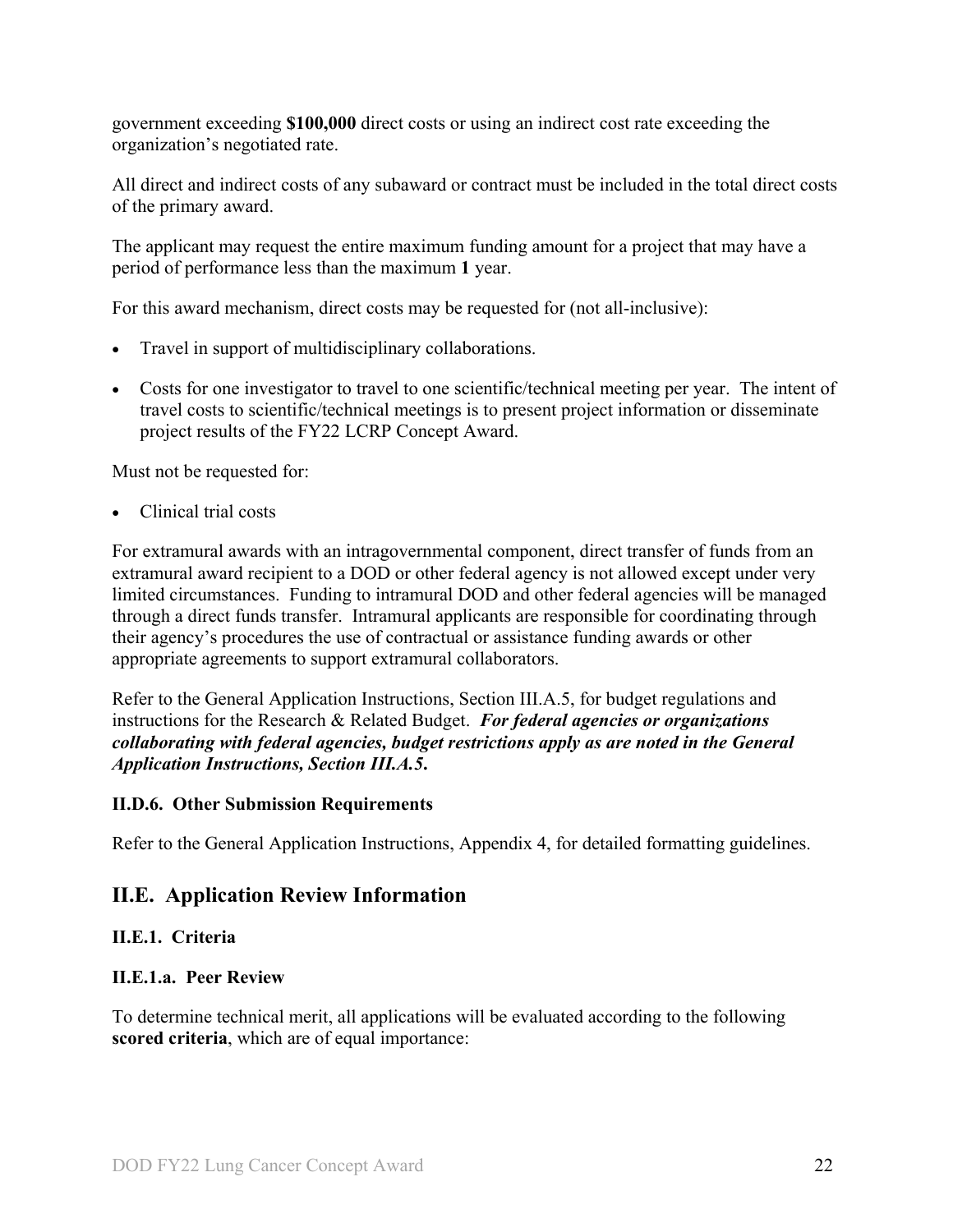government exceeding **$100,000** direct costs or using an indirect cost rate exceeding the organization's negotiated rate.

All direct and indirect costs of any subaward or contract must be included in the total direct costs of the primary award.

The applicant may request the entire maximum funding amount for a project that may have a period of performance less than the maximum **1** year.

For this award mechanism, direct costs may be requested for (not all-inclusive):

- Travel in support of multidisciplinary collaborations.
- Costs for one investigator to travel to one scientific/technical meeting per year. The intent of travel costs to scientific/technical meetings is to present project information or disseminate project results of the FY22 LCRP Concept Award.

Must not be requested for:

- Clinical trial costs

For extramural awards with an intragovernmental component, direct transfer of funds from an extramural award recipient to a DOD or other federal agency is not allowed except under very limited circumstances. Funding to intramural DOD and other federal agencies will be managed through a direct funds transfer. Intramural applicants are responsible for coordinating through their agency's procedures the use of contractual or assistance funding awards or other appropriate agreements to support extramural collaborators.

Refer to the General Application Instructions, Section III.A.5, for budget regulations and instructions for the Research & Related Budget. ***For federal agencies or organizations collaborating with federal agencies, budget restrictions apply as are noted in the General Application Instructions, Section III.A.5.***

### II.D.6. Other Submission Requirements

Refer to the General Application Instructions, Appendix 4, for detailed formatting guidelines.

## II.E. Application Review Information

### II.E.1. Criteria

### II.E.1.a. Peer Review

To determine technical merit, all applications will be evaluated according to the following **scored criteria**, which are of equal importance: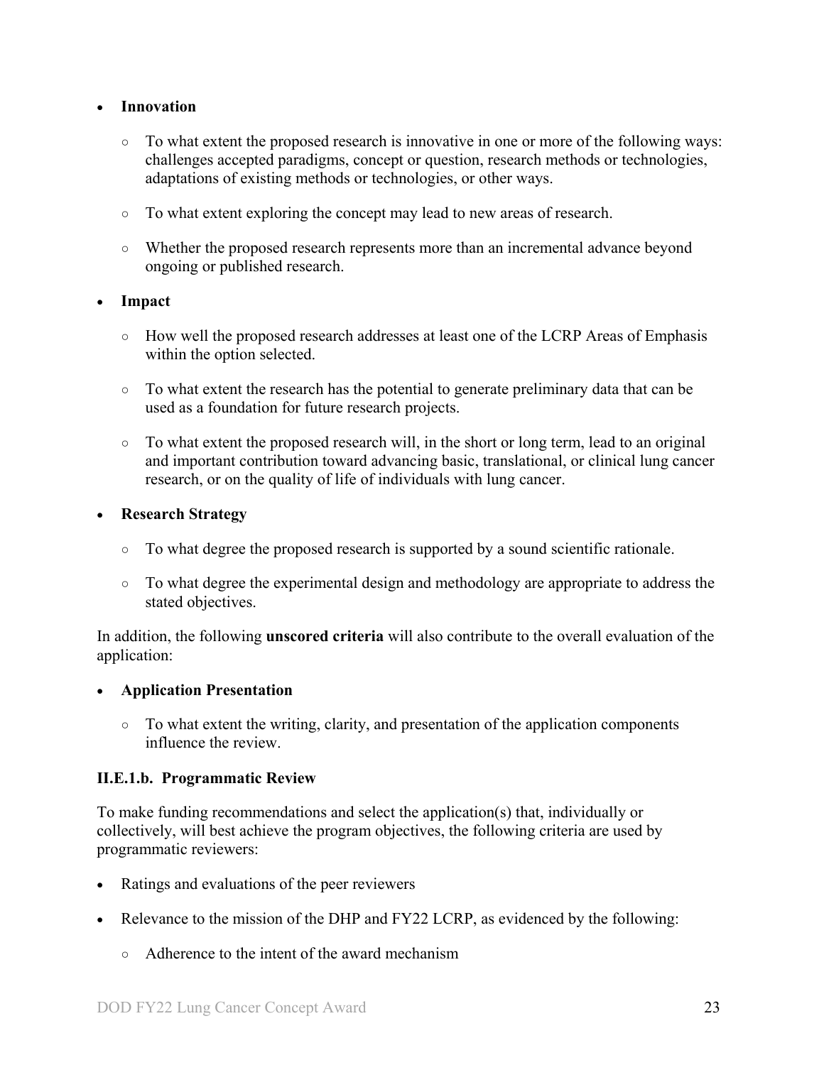- **Innovation**
  - To what extent the proposed research is innovative in one or more of the following ways: challenges accepted paradigms, concept or question, research methods or technologies, adaptations of existing methods or technologies, or other ways.
  - To what extent exploring the concept may lead to new areas of research.
  - Whether the proposed research represents more than an incremental advance beyond ongoing or published research.
- **Impact**
  - How well the proposed research addresses at least one of the LCRP Areas of Emphasis within the option selected.
  - To what extent the research has the potential to generate preliminary data that can be used as a foundation for future research projects.
  - To what extent the proposed research will, in the short or long term, lead to an original and important contribution toward advancing basic, translational, or clinical lung cancer research, or on the quality of life of individuals with lung cancer.
- **Research Strategy**
  - To what degree the proposed research is supported by a sound scientific rationale.
  - To what degree the experimental design and methodology are appropriate to address the stated objectives.

In addition, the following **unscored criteria** will also contribute to the overall evaluation of the application:

- **Application Presentation**
  - To what extent the writing, clarity, and presentation of the application components influence the review.

#### II.E.1.b. Programmatic Review

To make funding recommendations and select the application(s) that, individually or collectively, will best achieve the program objectives, the following criteria are used by programmatic reviewers:

- Ratings and evaluations of the peer reviewers
- Relevance to the mission of the DHP and FY22 LCRP, as evidenced by the following:
  - Adherence to the intent of the award mechanism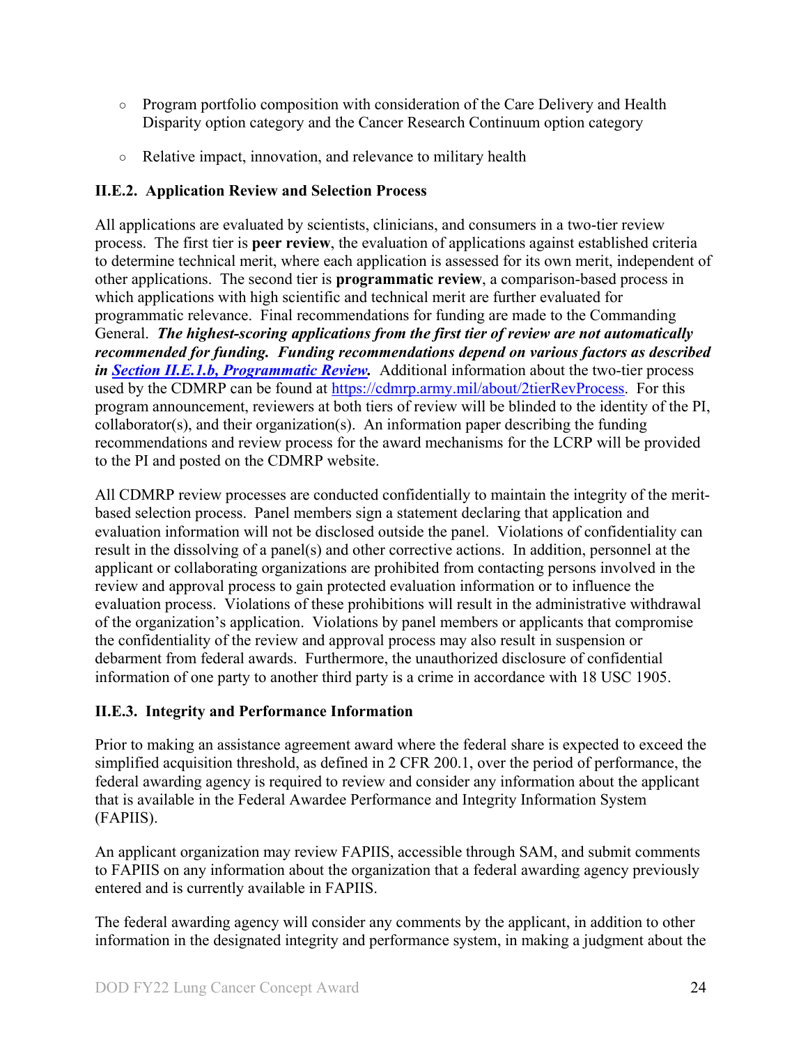- Program portfolio composition with consideration of the Care Delivery and Health Disparity option category and the Cancer Research Continuum option category
- Relative impact, innovation, and relevance to military health

### II.E.2. Application Review and Selection Process

All applications are evaluated by scientists, clinicians, and consumers in a two-tier review process. The first tier is **peer review**, the evaluation of applications against established criteria to determine technical merit, where each application is assessed for its own merit, independent of other applications. The second tier is **programmatic review**, a comparison-based process in which applications with high scientific and technical merit are further evaluated for programmatic relevance. Final recommendations for funding are made to the Commanding General. ***The highest-scoring applications from the first tier of review are not automatically recommended for funding. Funding recommendations depend on various factors as described in [Section II.E.1.b, Programmatic Review](#).*** Additional information about the two-tier process used by the CDMRP can be found at [https://cdmrp.army.mil/about/2tierRevProcess](https://cdmrp.army.mil/about/2tierRevProcess). For this program announcement, reviewers at both tiers of review will be blinded to the identity of the PI, collaborator(s), and their organization(s). An information paper describing the funding recommendations and review process for the award mechanisms for the LCRP will be provided to the PI and posted on the CDMRP website.

All CDMRP review processes are conducted confidentially to maintain the integrity of the merit-based selection process. Panel members sign a statement declaring that application and evaluation information will not be disclosed outside the panel. Violations of confidentiality can result in the dissolving of a panel(s) and other corrective actions. In addition, personnel at the applicant or collaborating organizations are prohibited from contacting persons involved in the review and approval process to gain protected evaluation information or to influence the evaluation process. Violations of these prohibitions will result in the administrative withdrawal of the organization's application. Violations by panel members or applicants that compromise the confidentiality of the review and approval process may also result in suspension or debarment from federal awards. Furthermore, the unauthorized disclosure of confidential information of one party to another third party is a crime in accordance with 18 USC 1905.

### II.E.3. Integrity and Performance Information

Prior to making an assistance agreement award where the federal share is expected to exceed the simplified acquisition threshold, as defined in 2 CFR 200.1, over the period of performance, the federal awarding agency is required to review and consider any information about the applicant that is available in the Federal Awardee Performance and Integrity Information System (FAPIIS).

An applicant organization may review FAPIIS, accessible through SAM, and submit comments to FAPIIS on any information about the organization that a federal awarding agency previously entered and is currently available in FAPIIS.

The federal awarding agency will consider any comments by the applicant, in addition to other information in the designated integrity and performance system, in making a judgment about the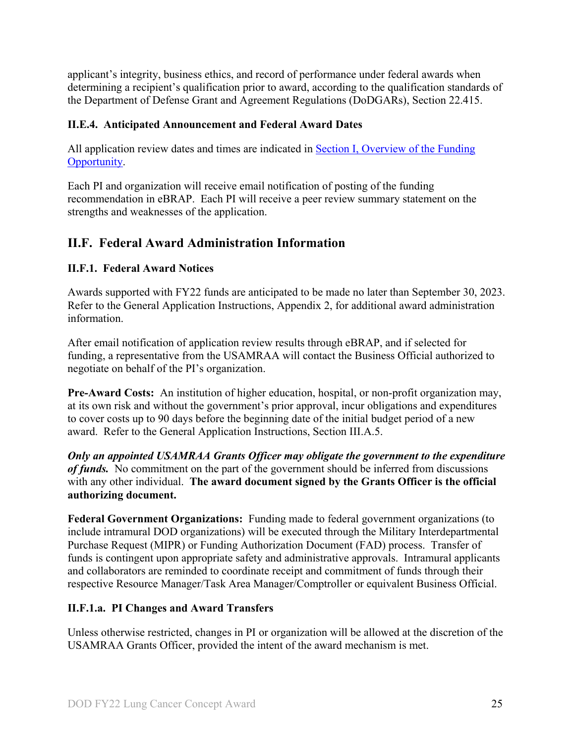applicant's integrity, business ethics, and record of performance under federal awards when determining a recipient's qualification prior to award, according to the qualification standards of the Department of Defense Grant and Agreement Regulations (DoDGARs), Section 22.415.

### II.E.4. Anticipated Announcement and Federal Award Dates

All application review dates and times are indicated in Section I, Overview of the Funding Opportunity.

Each PI and organization will receive email notification of posting of the funding recommendation in eBRAP. Each PI will receive a peer review summary statement on the strengths and weaknesses of the application.

## II.F. Federal Award Administration Information

### II.F.1. Federal Award Notices

Awards supported with FY22 funds are anticipated to be made no later than September 30, 2023. Refer to the General Application Instructions, Appendix 2, for additional award administration information.

After email notification of application review results through eBRAP, and if selected for funding, a representative from the USAMRAA will contact the Business Official authorized to negotiate on behalf of the PI's organization.

**Pre-Award Costs:** An institution of higher education, hospital, or non-profit organization may, at its own risk and without the government's prior approval, incur obligations and expenditures to cover costs up to 90 days before the beginning date of the initial budget period of a new award. Refer to the General Application Instructions, Section III.A.5.

***Only an appointed USAMRAA Grants Officer may obligate the government to the expenditure of funds.*** No commitment on the part of the government should be inferred from discussions with any other individual. **The award document signed by the Grants Officer is the official authorizing document.**

**Federal Government Organizations:** Funding made to federal government organizations (to include intramural DOD organizations) will be executed through the Military Interdepartmental Purchase Request (MIPR) or Funding Authorization Document (FAD) process. Transfer of funds is contingent upon appropriate safety and administrative approvals. Intramural applicants and collaborators are reminded to coordinate receipt and commitment of funds through their respective Resource Manager/Task Area Manager/Comptroller or equivalent Business Official.

#### II.F.1.a. PI Changes and Award Transfers

Unless otherwise restricted, changes in PI or organization will be allowed at the discretion of the USAMRAA Grants Officer, provided the intent of the award mechanism is met.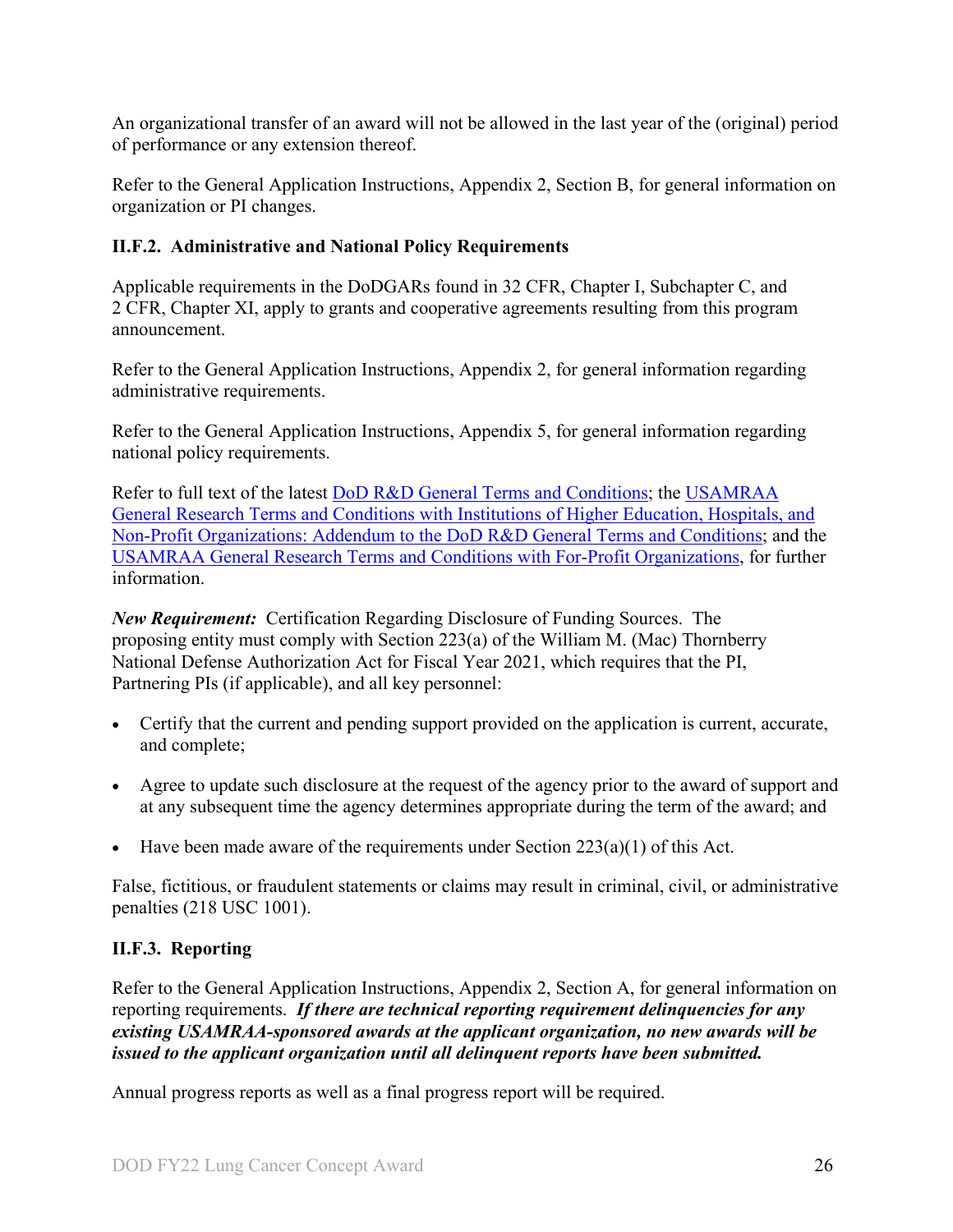An organizational transfer of an award will not be allowed in the last year of the (original) period of performance or any extension thereof.

Refer to the General Application Instructions, Appendix 2, Section B, for general information on organization or PI changes.

### II.F.2. Administrative and National Policy Requirements

Applicable requirements in the DoDGARs found in 32 CFR, Chapter I, Subchapter C, and 2 CFR, Chapter XI, apply to grants and cooperative agreements resulting from this program announcement.

Refer to the General Application Instructions, Appendix 2, for general information regarding administrative requirements.

Refer to the General Application Instructions, Appendix 5, for general information regarding national policy requirements.

Refer to full text of the latest DoD R&D General Terms and Conditions; the USAMRAA General Research Terms and Conditions with Institutions of Higher Education, Hospitals, and Non-Profit Organizations: Addendum to the DoD R&D General Terms and Conditions; and the USAMRAA General Research Terms and Conditions with For-Profit Organizations, for further information.

***New Requirement:*** Certification Regarding Disclosure of Funding Sources. The proposing entity must comply with Section 223(a) of the William M. (Mac) Thornberry National Defense Authorization Act for Fiscal Year 2021, which requires that the PI, Partnering PIs (if applicable), and all key personnel:

- Certify that the current and pending support provided on the application is current, accurate, and complete;
- Agree to update such disclosure at the request of the agency prior to the award of support and at any subsequent time the agency determines appropriate during the term of the award; and
- Have been made aware of the requirements under Section 223(a)(1) of this Act.

False, fictitious, or fraudulent statements or claims may result in criminal, civil, or administrative penalties (218 USC 1001).

### II.F.3. Reporting

Refer to the General Application Instructions, Appendix 2, Section A, for general information on reporting requirements. ***If there are technical reporting requirement delinquencies for any existing USAMRAA-sponsored awards at the applicant organization, no new awards will be issued to the applicant organization until all delinquent reports have been submitted.***

Annual progress reports as well as a final progress report will be required.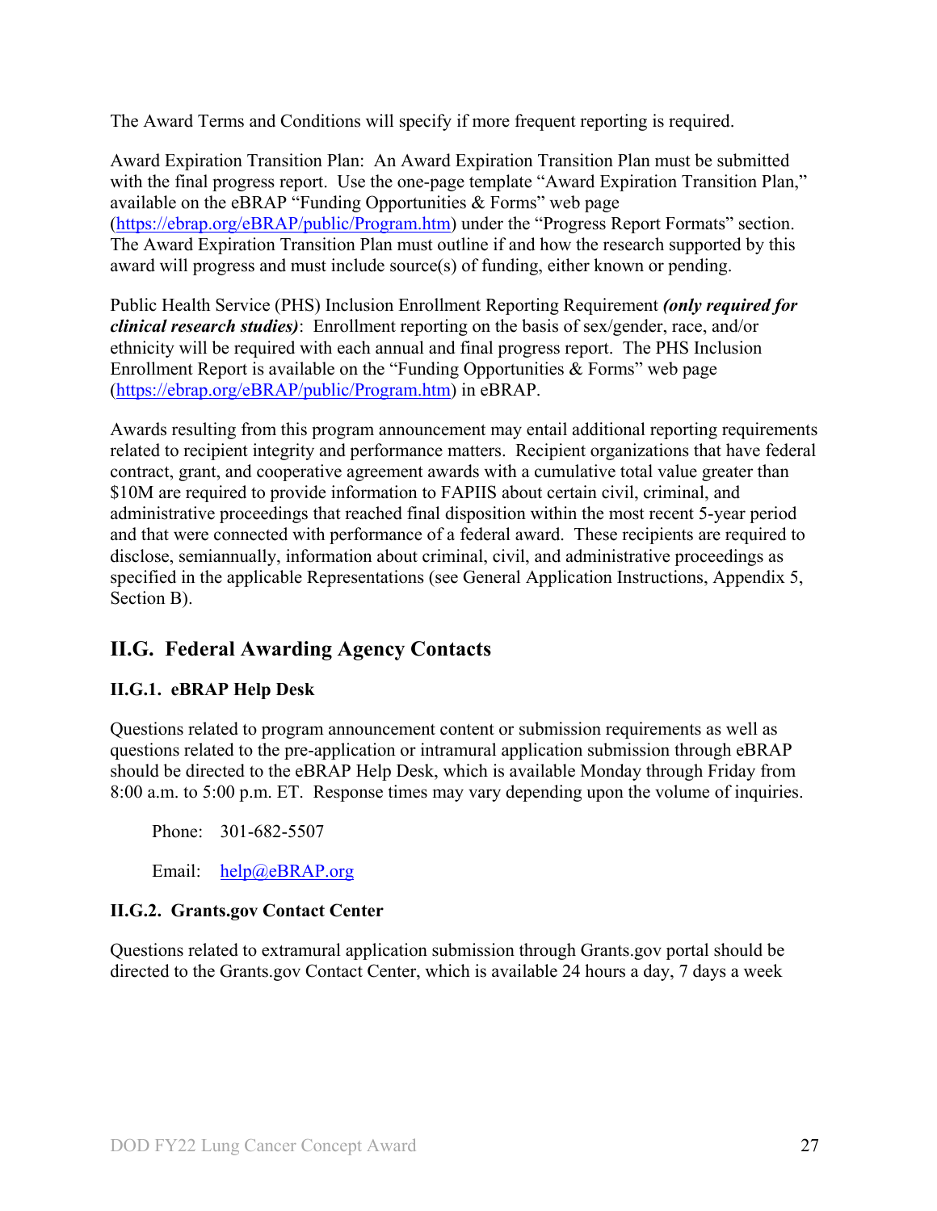The Award Terms and Conditions will specify if more frequent reporting is required.

Award Expiration Transition Plan: An Award Expiration Transition Plan must be submitted with the final progress report. Use the one-page template "Award Expiration Transition Plan," available on the eBRAP "Funding Opportunities & Forms" web page (https://ebrap.org/eBRAP/public/Program.htm) under the "Progress Report Formats" section. The Award Expiration Transition Plan must outline if and how the research supported by this award will progress and must include source(s) of funding, either known or pending.

Public Health Service (PHS) Inclusion Enrollment Reporting Requirement ***(only required for clinical research studies)***: Enrollment reporting on the basis of sex/gender, race, and/or ethnicity will be required with each annual and final progress report. The PHS Inclusion Enrollment Report is available on the "Funding Opportunities & Forms" web page (https://ebrap.org/eBRAP/public/Program.htm) in eBRAP.

Awards resulting from this program announcement may entail additional reporting requirements related to recipient integrity and performance matters. Recipient organizations that have federal contract, grant, and cooperative agreement awards with a cumulative total value greater than $10M are required to provide information to FAPIIS about certain civil, criminal, and administrative proceedings that reached final disposition within the most recent 5-year period and that were connected with performance of a federal award. These recipients are required to disclose, semiannually, information about criminal, civil, and administrative proceedings as specified in the applicable Representations (see General Application Instructions, Appendix 5, Section B).

## II.G. Federal Awarding Agency Contacts

### II.G.1. eBRAP Help Desk

Questions related to program announcement content or submission requirements as well as questions related to the pre-application or intramural application submission through eBRAP should be directed to the eBRAP Help Desk, which is available Monday through Friday from 8:00 a.m. to 5:00 p.m. ET. Response times may vary depending upon the volume of inquiries.

Phone: 301-682-5507

Email: help@eBRAP.org

### II.G.2. Grants.gov Contact Center

Questions related to extramural application submission through Grants.gov portal should be directed to the Grants.gov Contact Center, which is available 24 hours a day, 7 days a week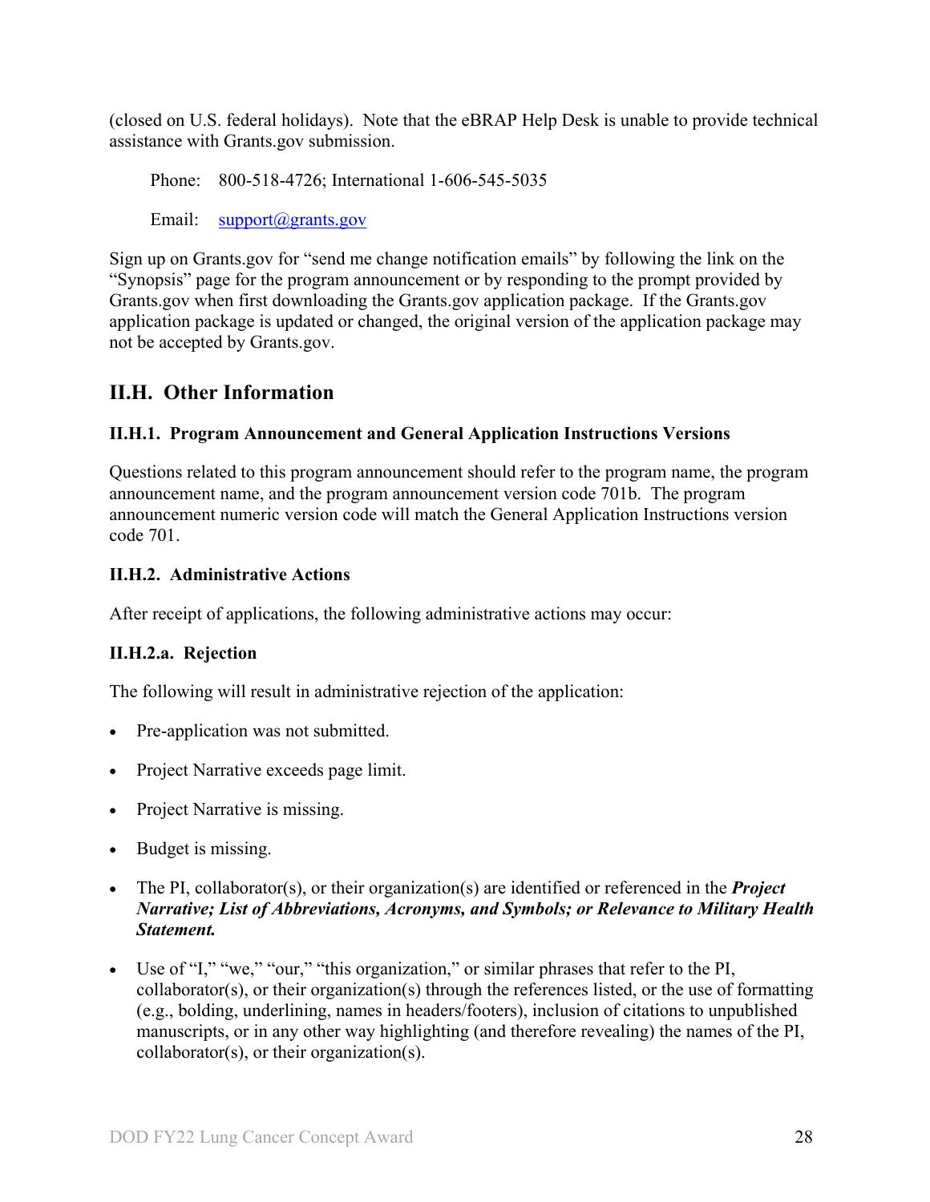(closed on U.S. federal holidays). Note that the eBRAP Help Desk is unable to provide technical assistance with Grants.gov submission.

Phone: 800-518-4726; International 1-606-545-5035

Email: support@grants.gov

Sign up on Grants.gov for "send me change notification emails" by following the link on the "Synopsis" page for the program announcement or by responding to the prompt provided by Grants.gov when first downloading the Grants.gov application package. If the Grants.gov application package is updated or changed, the original version of the application package may not be accepted by Grants.gov.

## II.H. Other Information

### II.H.1. Program Announcement and General Application Instructions Versions

Questions related to this program announcement should refer to the program name, the program announcement name, and the program announcement version code 701b. The program announcement numeric version code will match the General Application Instructions version code 701.

### II.H.2. Administrative Actions

After receipt of applications, the following administrative actions may occur:

#### II.H.2.a. Rejection

The following will result in administrative rejection of the application:

- Pre-application was not submitted.
- Project Narrative exceeds page limit.
- Project Narrative is missing.
- Budget is missing.
- The PI, collaborator(s), or their organization(s) are identified or referenced in the ***Project Narrative; List of Abbreviations, Acronyms, and Symbols; or Relevance to Military Health Statement.***
- Use of "I," "we," "our," "this organization," or similar phrases that refer to the PI, collaborator(s), or their organization(s) through the references listed, or the use of formatting (e.g., bolding, underlining, names in headers/footers), inclusion of citations to unpublished manuscripts, or in any other way highlighting (and therefore revealing) the names of the PI, collaborator(s), or their organization(s).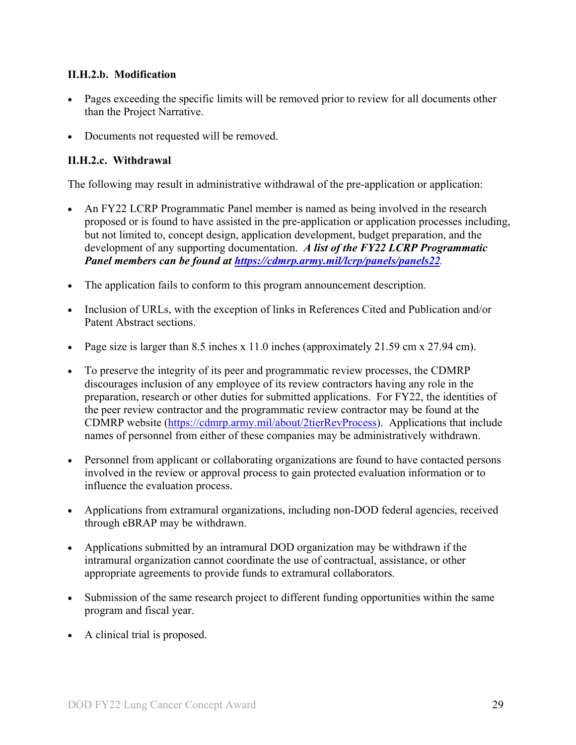#### II.H.2.b. Modification

- Pages exceeding the specific limits will be removed prior to review for all documents other than the Project Narrative.
- Documents not requested will be removed.

#### II.H.2.c. Withdrawal

The following may result in administrative withdrawal of the pre-application or application:

- An FY22 LCRP Programmatic Panel member is named as being involved in the research proposed or is found to have assisted in the pre-application or application processes including, but not limited to, concept design, application development, budget preparation, and the development of any supporting documentation. ***A list of the FY22 LCRP Programmatic Panel members can be found at [https://cdmrp.army.mil/lcrp/panels/panels22](https://cdmrp.army.mil/lcrp/panels/panels22).***
- The application fails to conform to this program announcement description.
- Inclusion of URLs, with the exception of links in References Cited and Publication and/or Patent Abstract sections.
- Page size is larger than 8.5 inches x 11.0 inches (approximately 21.59 cm x 27.94 cm).
- To preserve the integrity of its peer and programmatic review processes, the CDMRP discourages inclusion of any employee of its review contractors having any role in the preparation, research or other duties for submitted applications. For FY22, the identities of the peer review contractor and the programmatic review contractor may be found at the CDMRP website ([https://cdmrp.army.mil/about/2tierRevProcess](https://cdmrp.army.mil/about/2tierRevProcess)). Applications that include names of personnel from either of these companies may be administratively withdrawn.
- Personnel from applicant or collaborating organizations are found to have contacted persons involved in the review or approval process to gain protected evaluation information or to influence the evaluation process.
- Applications from extramural organizations, including non-DOD federal agencies, received through eBRAP may be withdrawn.
- Applications submitted by an intramural DOD organization may be withdrawn if the intramural organization cannot coordinate the use of contractual, assistance, or other appropriate agreements to provide funds to extramural collaborators.
- Submission of the same research project to different funding opportunities within the same program and fiscal year.
- A clinical trial is proposed.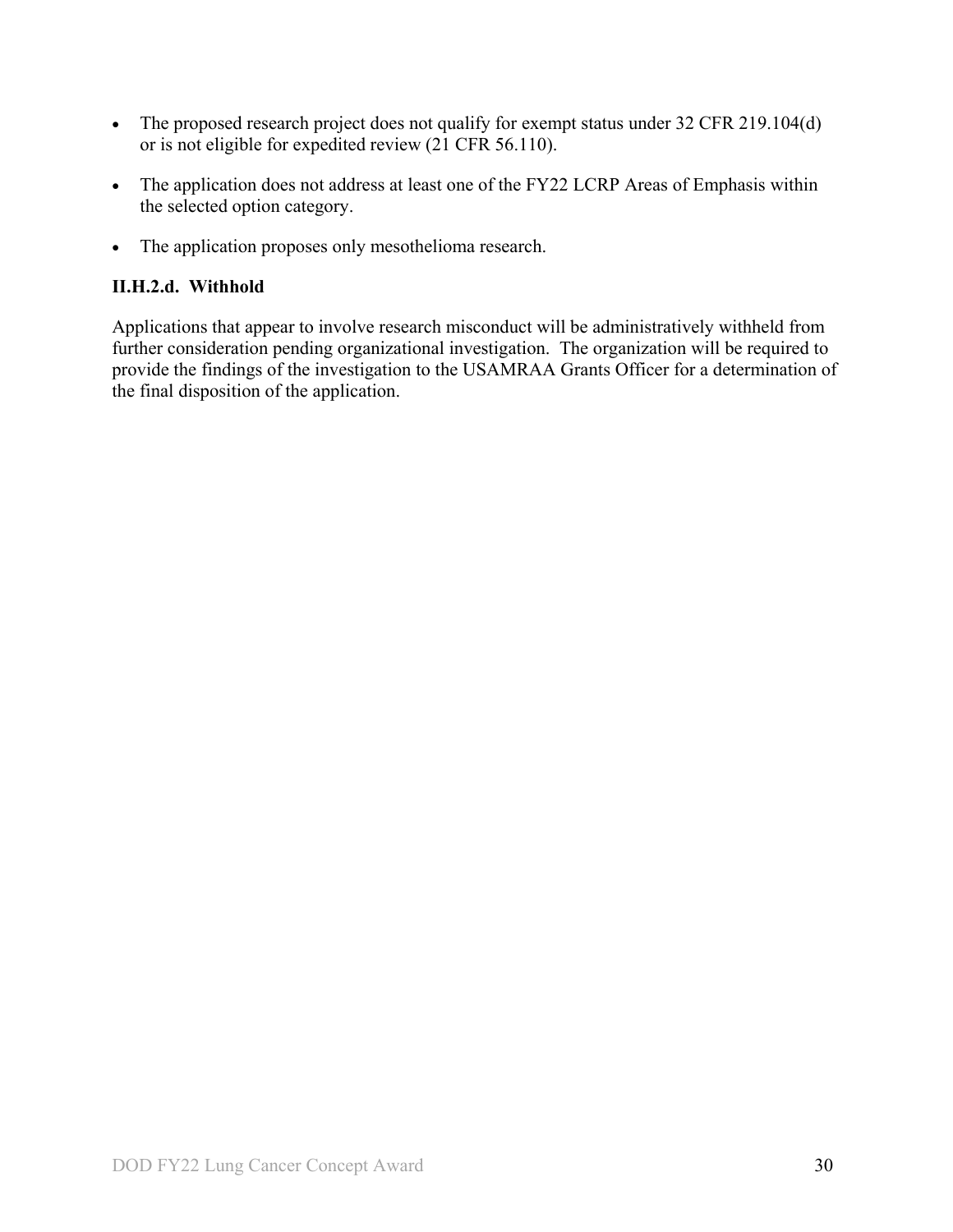- The proposed research project does not qualify for exempt status under 32 CFR 219.104(d) or is not eligible for expedited review (21 CFR 56.110).
- The application does not address at least one of the FY22 LCRP Areas of Emphasis within the selected option category.
- The application proposes only mesothelioma research.

**II.H.2.d. Withhold**

Applications that appear to involve research misconduct will be administratively withheld from further consideration pending organizational investigation. The organization will be required to provide the findings of the investigation to the USAMRAA Grants Officer for a determination of the final disposition of the application.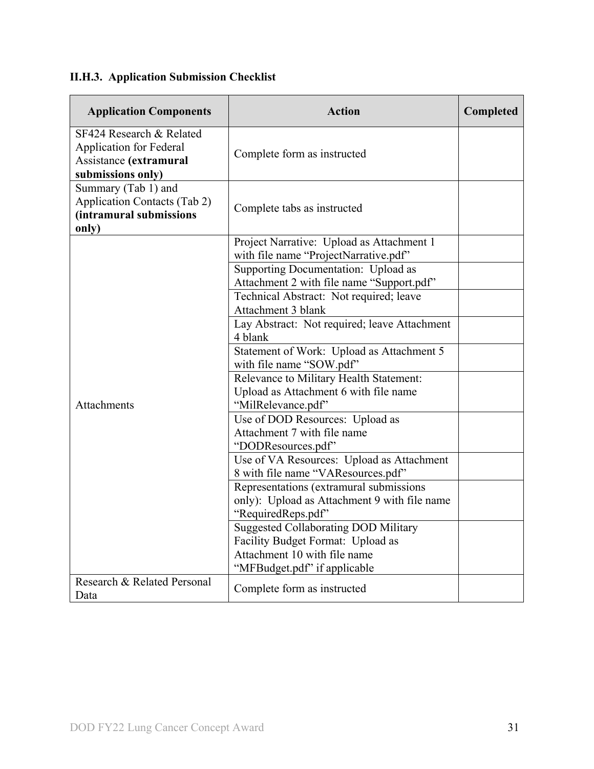### II.H.3. Application Submission Checklist

| Application Components | Action | Completed |
|---|---|---|
| SF424 Research & Related Application for Federal Assistance **(extramural submissions only)** | Complete form as instructed | |
| Summary (Tab 1) and Application Contacts (Tab 2) **(intramural submissions only)** | Complete tabs as instructed | |
| Attachments | Project Narrative: Upload as Attachment 1 with file name "ProjectNarrative.pdf" | |
| | Supporting Documentation: Upload as Attachment 2 with file name "Support.pdf" | |
| | Technical Abstract: Not required; leave Attachment 3 blank | |
| | Lay Abstract: Not required; leave Attachment 4 blank | |
| | Statement of Work: Upload as Attachment 5 with file name "SOW.pdf" | |
| | Relevance to Military Health Statement: Upload as Attachment 6 with file name "MilRelevance.pdf" | |
| | Use of DOD Resources: Upload as Attachment 7 with file name "DODResources.pdf" | |
| | Use of VA Resources: Upload as Attachment 8 with file name "VAResources.pdf" | |
| | Representations (extramural submissions only): Upload as Attachment 9 with file name "RequiredReps.pdf" | |
| | Suggested Collaborating DOD Military Facility Budget Format: Upload as Attachment 10 with file name "MFBudget.pdf" if applicable | |
| Research & Related Personal Data | Complete form as instructed | |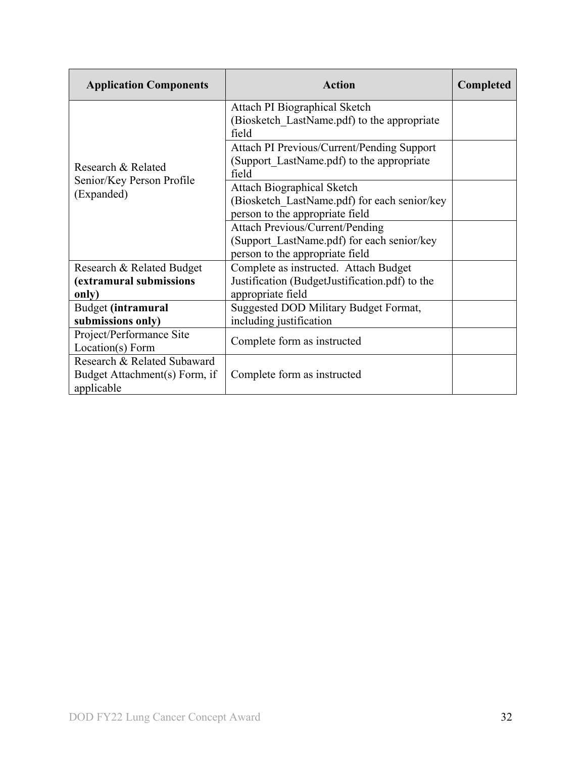| Application Components | Action | Completed |
|---|---|---|
| Research & Related Senior/Key Person Profile (Expanded) | Attach PI Biographical Sketch (Biosketch_LastName.pdf) to the appropriate field | |
| | Attach PI Previous/Current/Pending Support (Support_LastName.pdf) to the appropriate field | |
| | Attach Biographical Sketch (Biosketch_LastName.pdf) for each senior/key person to the appropriate field | |
| | Attach Previous/Current/Pending (Support_LastName.pdf) for each senior/key person to the appropriate field | |
| Research & Related Budget **(extramural submissions only)** | Complete as instructed. Attach Budget Justification (BudgetJustification.pdf) to the appropriate field | |
| Budget **(intramural submissions only)** | Suggested DOD Military Budget Format, including justification | |
| Project/Performance Site Location(s) Form | Complete form as instructed | |
| Research & Related Subaward Budget Attachment(s) Form, if applicable | Complete form as instructed | |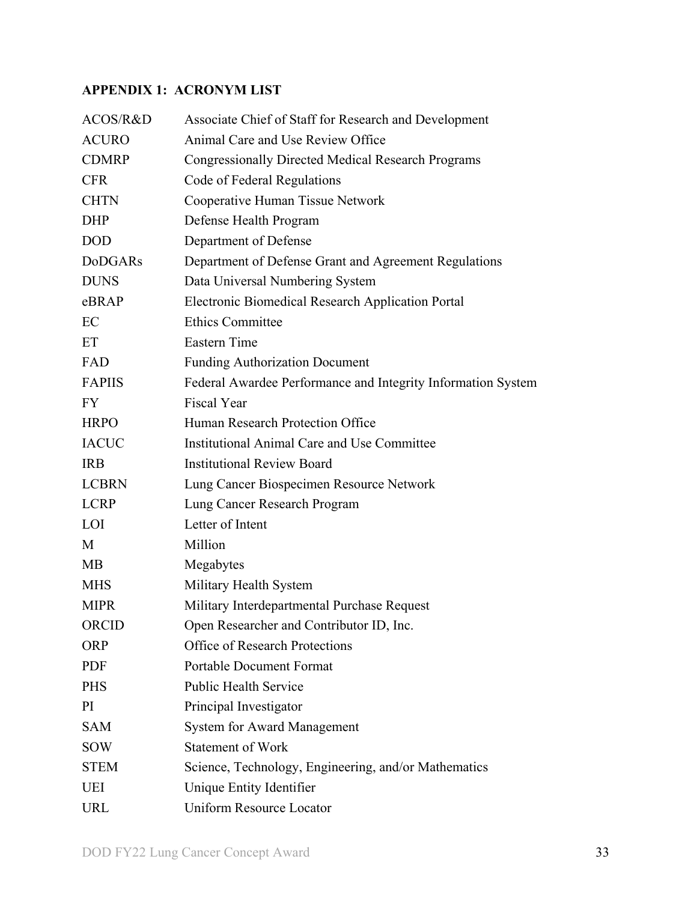## APPENDIX 1: ACRONYM LIST

| | |
|---|---|
| ACOS/R&D | Associate Chief of Staff for Research and Development |
| ACURO | Animal Care and Use Review Office |
| CDMRP | Congressionally Directed Medical Research Programs |
| CFR | Code of Federal Regulations |
| CHTN | Cooperative Human Tissue Network |
| DHP | Defense Health Program |
| DOD | Department of Defense |
| DoDGARs | Department of Defense Grant and Agreement Regulations |
| DUNS | Data Universal Numbering System |
| eBRAP | Electronic Biomedical Research Application Portal |
| EC | Ethics Committee |
| ET | Eastern Time |
| FAD | Funding Authorization Document |
| FAPIIS | Federal Awardee Performance and Integrity Information System |
| FY | Fiscal Year |
| HRPO | Human Research Protection Office |
| IACUC | Institutional Animal Care and Use Committee |
| IRB | Institutional Review Board |
| LCBRN | Lung Cancer Biospecimen Resource Network |
| LCRP | Lung Cancer Research Program |
| LOI | Letter of Intent |
| M | Million |
| MB | Megabytes |
| MHS | Military Health System |
| MIPR | Military Interdepartmental Purchase Request |
| ORCID | Open Researcher and Contributor ID, Inc. |
| ORP | Office of Research Protections |
| PDF | Portable Document Format |
| PHS | Public Health Service |
| PI | Principal Investigator |
| SAM | System for Award Management |
| SOW | Statement of Work |
| STEM | Science, Technology, Engineering, and/or Mathematics |
| UEI | Unique Entity Identifier |
| URL | Uniform Resource Locator |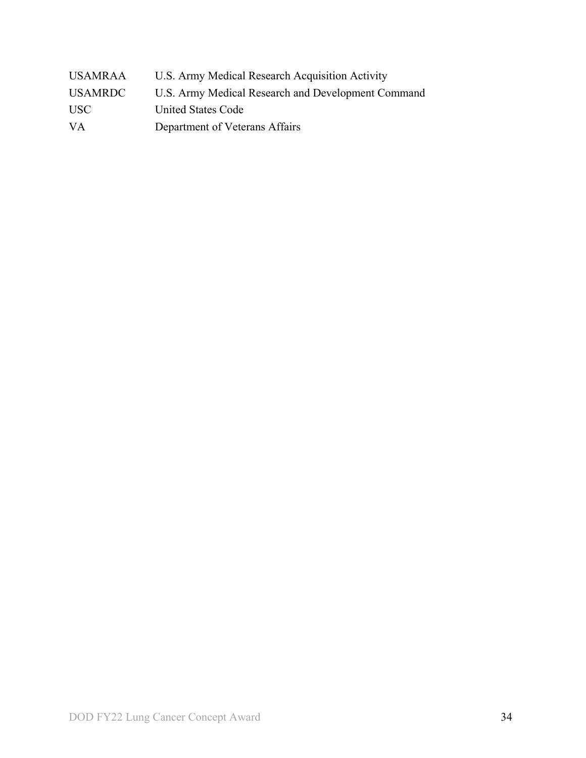| | |
|---|---|
| USAMRAA | U.S. Army Medical Research Acquisition Activity |
| USAMRDC | U.S. Army Medical Research and Development Command |
| USC | United States Code |
| VA | Department of Veterans Affairs |